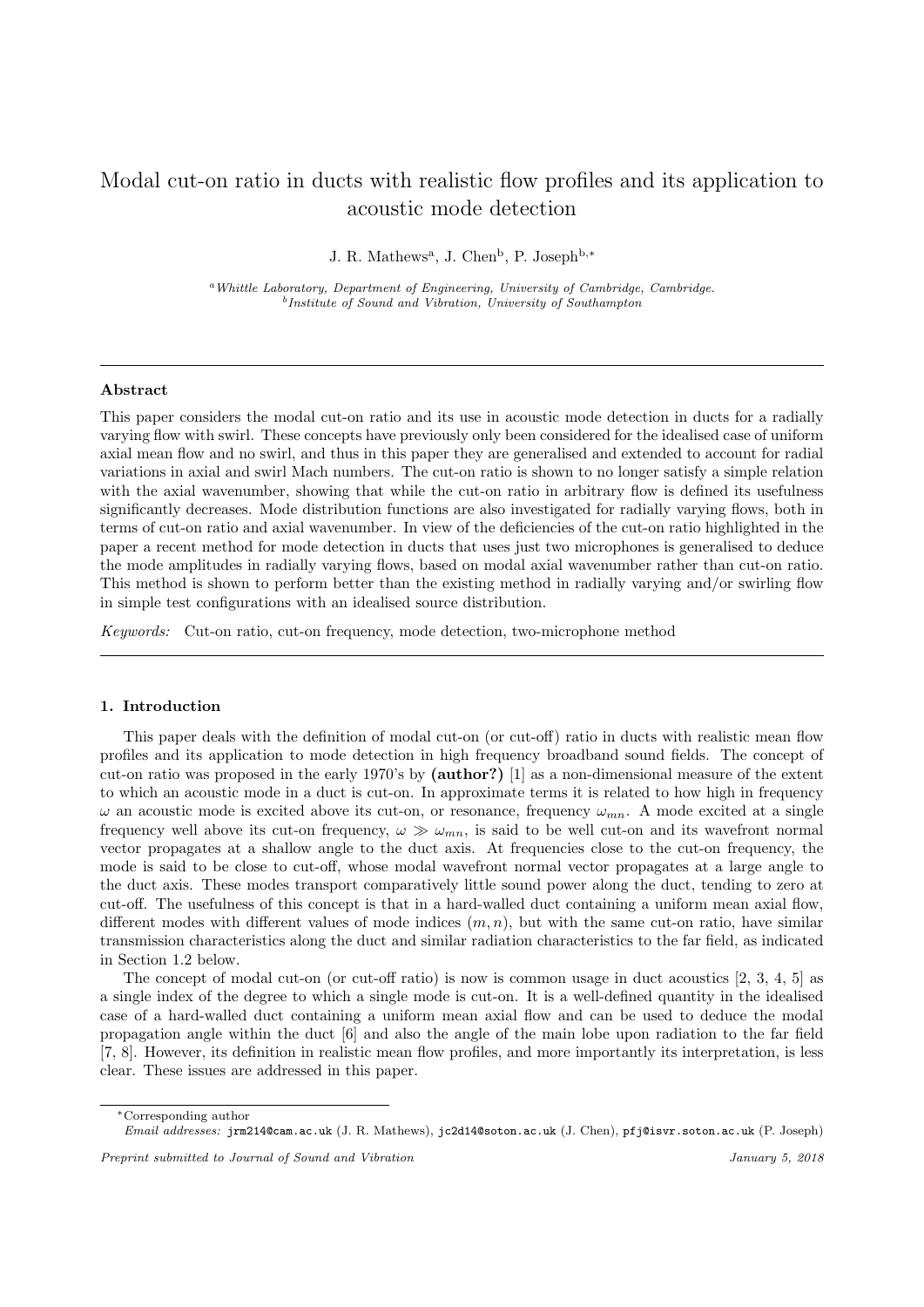# Modal cut-on ratio in ducts with realistic flow profiles and its application to acoustic mode detection

J. R. Mathews[a], J. Chen[b], P. Joseph[b,*]

[a] *Whittle Laboratory, Department of Engineering, University of Cambridge, Cambridge.*
[b] *Institute of Sound and Vibration, University of Southampton*

---

## Abstract

This paper considers the modal cut-on ratio and its use in acoustic mode detection in ducts for a radially varying flow with swirl. These concepts have previously only been considered for the idealised case of uniform axial mean flow and no swirl, and thus in this paper they are generalised and extended to account for radial variations in axial and swirl Mach numbers. The cut-on ratio is shown to no longer satisfy a simple relation with the axial wavenumber, showing that while the cut-on ratio in arbitrary flow is defined its usefulness significantly decreases. Mode distribution functions are also investigated for radially varying flows, both in terms of cut-on ratio and axial wavenumber. In view of the deficiencies of the cut-on ratio highlighted in the paper a recent method for mode detection in ducts that uses just two microphones is generalised to deduce the mode amplitudes in radially varying flows, based on modal axial wavenumber rather than cut-on ratio. This method is shown to perform better than the existing method in radially varying and/or swirling flow in simple test configurations with an idealised source distribution.

*Keywords:* Cut-on ratio, cut-on frequency, mode detection, two-microphone method

---

## 1. Introduction

This paper deals with the definition of modal cut-on (or cut-off) ratio in ducts with realistic mean flow profiles and its application to mode detection in high frequency broadband sound fields. The concept of cut-on ratio was proposed in the early 1970's by **(author?)** [1] as a non-dimensional measure of the extent to which an acoustic mode in a duct is cut-on. In approximate terms it is related to how high in frequency $\omega$ an acoustic mode is excited above its cut-on, or resonance, frequency $\omega_{mn}$. A mode excited at a single frequency well above its cut-on frequency, $\omega \gg \omega_{mn}$, is said to be well cut-on and its wavefront normal vector propagates at a shallow angle to the duct axis. At frequencies close to the cut-on frequency, the mode is said to be close to cut-off, whose modal wavefront normal vector propagates at a large angle to the duct axis. These modes transport comparatively little sound power along the duct, tending to zero at cut-off. The usefulness of this concept is that in a hard-walled duct containing a uniform mean axial flow, different modes with different values of mode indices $(m, n)$, but with the same cut-on ratio, have similar transmission characteristics along the duct and similar radiation characteristics to the far field, as indicated in Section 1.2 below.

The concept of modal cut-on (or cut-off ratio) is now is common usage in duct acoustics [2, 3, 4, 5] as a single index of the degree to which a single mode is cut-on. It is a well-defined quantity in the idealised case of a hard-walled duct containing a uniform mean axial flow and can be used to deduce the modal propagation angle within the duct [6] and also the angle of the main lobe upon radiation to the far field [7, 8]. However, its definition in realistic mean flow profiles, and more importantly its interpretation, is less clear. These issues are addressed in this paper.

---

*Corresponding author
*Email addresses:* jrm214@cam.ac.uk (J. R. Mathews), jc2d14@soton.ac.uk (J. Chen), pfj@isvr.soton.ac.uk (P. Joseph)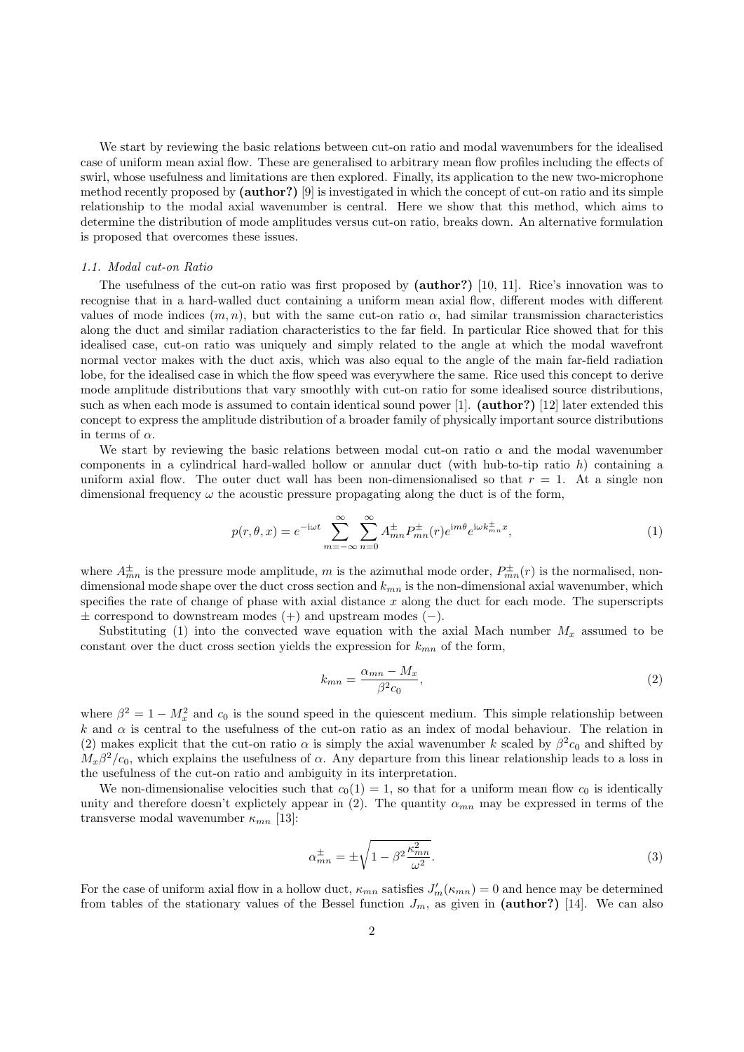We start by reviewing the basic relations between cut-on ratio and modal wavenumbers for the idealised case of uniform mean axial flow. These are generalised to arbitrary mean flow profiles including the effects of swirl, whose usefulness and limitations are then explored. Finally, its application to the new two-microphone method recently proposed by **(author?)** [9] is investigated in which the concept of cut-on ratio and its simple relationship to the modal axial wavenumber is central. Here we show that this method, which aims to determine the distribution of mode amplitudes versus cut-on ratio, breaks down. An alternative formulation is proposed that overcomes these issues.

### *1.1. Modal cut-on Ratio*

The usefulness of the cut-on ratio was first proposed by **(author?)** [10, 11]. Rice's innovation was to recognise that in a hard-walled duct containing a uniform mean axial flow, different modes with different values of mode indices $(m, n)$, but with the same cut-on ratio $\alpha$, had similar transmission characteristics along the duct and similar radiation characteristics to the far field. In particular Rice showed that for this idealised case, cut-on ratio was uniquely and simply related to the angle at which the modal wavefront normal vector makes with the duct axis, which was also equal to the angle of the main far-field radiation lobe, for the idealised case in which the flow speed was everywhere the same. Rice used this concept to derive mode amplitude distributions that vary smoothly with cut-on ratio for some idealised source distributions, such as when each mode is assumed to contain identical sound power [1]. **(author?)** [12] later extended this concept to express the amplitude distribution of a broader family of physically important source distributions in terms of $\alpha$.

We start by reviewing the basic relations between modal cut-on ratio $\alpha$ and the modal wavenumber components in a cylindrical hard-walled hollow or annular duct (with hub-to-tip ratio $h$) containing a uniform axial flow. The outer duct wall has been non-dimensionalised so that $r = 1$. At a single non dimensional frequency $\omega$ the acoustic pressure propagating along the duct is of the form,

$$p(r, \theta, x) = e^{-\mathrm{i}\omega t} \sum_{m=-\infty}^{\infty} \sum_{n=0}^{\infty} A_{mn}^{\pm} P_{mn}^{\pm}(r) e^{\mathrm{i}m\theta} e^{\mathrm{i}\omega k_{mn}^{\pm} x}, \tag{1}$$

where $A_{mn}^{\pm}$ is the pressure mode amplitude, $m$ is the azimuthal mode order, $P_{mn}^{\pm}(r)$ is the normalised, non-dimensional mode shape over the duct cross section and $k_{mn}$ is the non-dimensional axial wavenumber, which specifies the rate of change of phase with axial distance $x$ along the duct for each mode. The superscripts $\pm$ correspond to downstream modes $(+)$ and upstream modes $(-)$.

Substituting (1) into the convected wave equation with the axial Mach number $M_x$ assumed to be constant over the duct cross section yields the expression for $k_{mn}$ of the form,

$$k_{mn} = \frac{\alpha_{mn} - M_x}{\beta^2 c_0}, \tag{2}$$

where $\beta^2 = 1 - M_x^2$ and $c_0$ is the sound speed in the quiescent medium. This simple relationship between $k$ and $\alpha$ is central to the usefulness of the cut-on ratio as an index of modal behaviour. The relation in (2) makes explicit that the cut-on ratio $\alpha$ is simply the axial wavenumber $k$ scaled by $\beta^2 c_0$ and shifted by $M_x \beta^2 / c_0$, which explains the usefulness of $\alpha$. Any departure from this linear relationship leads to a loss in the usefulness of the cut-on ratio and ambiguity in its interpretation.

We non-dimensionalise velocities such that $c_0(1) = 1$, so that for a uniform mean flow $c_0$ is identically unity and therefore doesn't explictely appear in (2). The quantity $\alpha_{mn}$ may be expressed in terms of the transverse modal wavenumber $\kappa_{mn}$ [13]:

$$\alpha_{mn}^{\pm} = \pm \sqrt{1 - \beta^2 \frac{\kappa_{mn}^2}{\omega^2}}. \tag{3}$$

For the case of uniform axial flow in a hollow duct, $\kappa_{mn}$ satisfies $J_m'(\kappa_{mn}) = 0$ and hence may be determined from tables of the stationary values of the Bessel function $J_m$, as given in **(author?)** [14]. We can also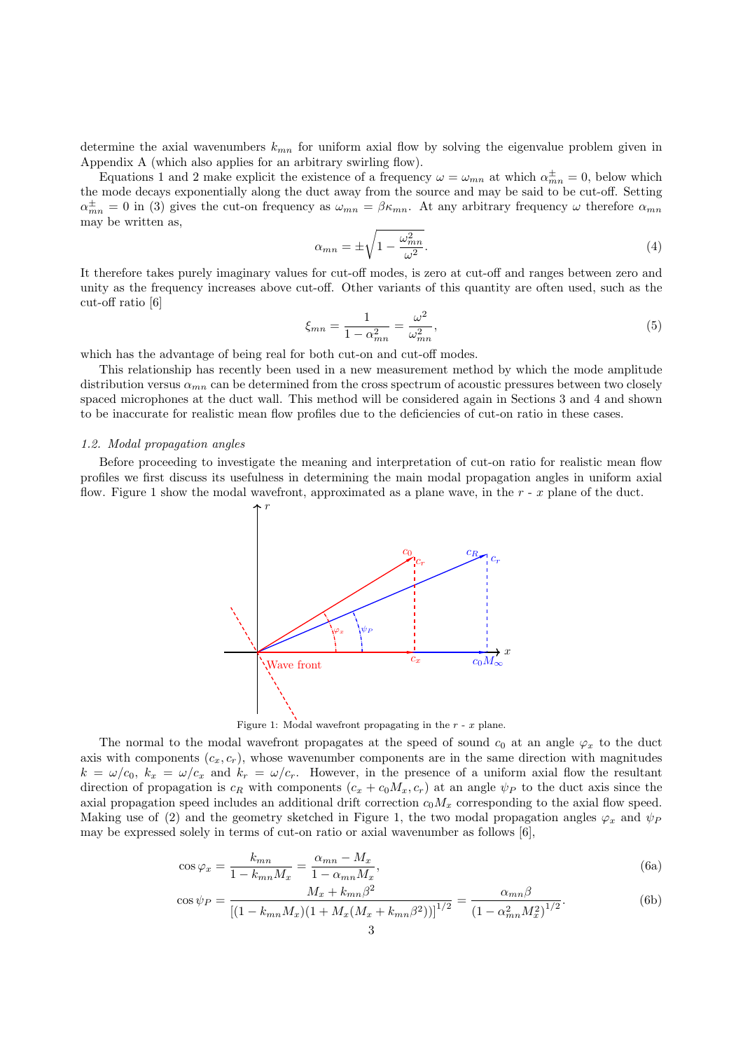determine the axial wavenumbers $k_{mn}$ for uniform axial flow by solving the eigenvalue problem given in Appendix A (which also applies for an arbitrary swirling flow).

Equations 1 and 2 make explicit the existence of a frequency $\omega = \omega_{mn}$ at which $\alpha^{\pm}_{mn} = 0$, below which the mode decays exponentially along the duct away from the source and may be said to be cut-off. Setting $\alpha^{\pm}_{mn} = 0$ in (3) gives the cut-on frequency as $\omega_{mn} = \beta\kappa_{mn}$. At any arbitrary frequency $\omega$ therefore $\alpha_{mn}$ may be written as,

$$\alpha_{mn} = \pm\sqrt{1 - \frac{\omega^2_{mn}}{\omega^2}}. \tag{4}$$

It therefore takes purely imaginary values for cut-off modes, is zero at cut-off and ranges between zero and unity as the frequency increases above cut-off. Other variants of this quantity are often used, such as the cut-off ratio [6]

$$\xi_{mn} = \frac{1}{1-\alpha^2_{mn}} = \frac{\omega^2}{\omega^2_{mn}}, \tag{5}$$

which has the advantage of being real for both cut-on and cut-off modes.

This relationship has recently been used in a new measurement method by which the mode amplitude distribution versus $\alpha_{mn}$ can be determined from the cross spectrum of acoustic pressures between two closely spaced microphones at the duct wall. This method will be considered again in Sections 3 and 4 and shown to be inaccurate for realistic mean flow profiles due to the deficiencies of cut-on ratio in these cases.

### *1.2. Modal propagation angles*

Before proceeding to investigate the meaning and interpretation of cut-on ratio for realistic mean flow profiles we first discuss its usefulness in determining the main modal propagation angles in uniform axial flow. Figure 1 show the modal wavefront, approximated as a plane wave, in the $r$ - $x$ plane of the duct.

Figure 1: Modal wavefront propagating in the $r$ - $x$ plane.

The normal to the modal wavefront propagates at the speed of sound $c_0$ at an angle $\varphi_x$ to the duct axis with components $(c_x, c_r)$, whose wavenumber components are in the same direction with magnitudes $k = \omega/c_0$, $k_x = \omega/c_x$ and $k_r = \omega/c_r$. However, in the presence of a uniform axial flow the resultant direction of propagation is $c_R$ with components $(c_x + c_0M_x, c_r)$ at an angle $\psi_P$ to the duct axis since the axial propagation speed includes an additional drift correction $c_0M_x$ corresponding to the axial flow speed. Making use of (2) and the geometry sketched in Figure 1, the two modal propagation angles $\varphi_x$ and $\psi_P$ may be expressed solely in terms of cut-on ratio or axial wavenumber as follows [6],

$$\cos\varphi_x = \frac{k_{mn}}{1 - k_{mn}M_x} = \frac{\alpha_{mn} - M_x}{1 - \alpha_{mn}M_x}, \tag{6a}$$

$$\cos\psi_P = \frac{M_x + k_{mn}\beta^2}{\left[(1 - k_{mn}M_x)(1 + M_x(M_x + k_{mn}\beta^2))\right]^{1/2}} = \frac{\alpha_{mn}\beta}{\left(1 - \alpha^2_{mn}M^2_x\right)^{1/2}}. \tag{6b}$$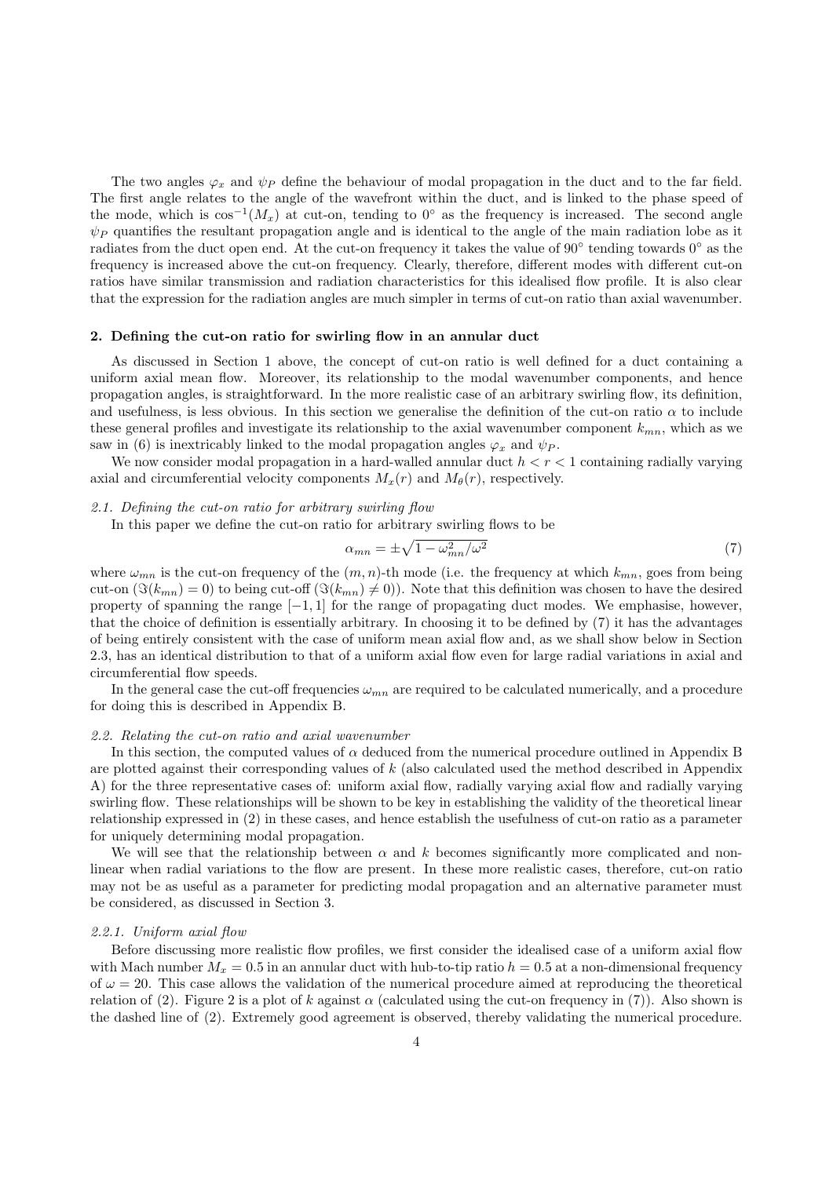The two angles $\varphi_x$ and $\psi_P$ define the behaviour of modal propagation in the duct and to the far field. The first angle relates to the angle of the wavefront within the duct, and is linked to the phase speed of the mode, which is $\cos^{-1}(M_x)$ at cut-on, tending to $0^\circ$ as the frequency is increased. The second angle $\psi_P$ quantifies the resultant propagation angle and is identical to the angle of the main radiation lobe as it radiates from the duct open end. At the cut-on frequency it takes the value of $90^\circ$ tending towards $0^\circ$ as the frequency is increased above the cut-on frequency. Clearly, therefore, different modes with different cut-on ratios have similar transmission and radiation characteristics for this idealised flow profile. It is also clear that the expression for the radiation angles are much simpler in terms of cut-on ratio than axial wavenumber.

## 2. Defining the cut-on ratio for swirling flow in an annular duct

As discussed in Section 1 above, the concept of cut-on ratio is well defined for a duct containing a uniform axial mean flow. Moreover, its relationship to the modal wavenumber components, and hence propagation angles, is straightforward. In the more realistic case of an arbitrary swirling flow, its definition, and usefulness, is less obvious. In this section we generalise the definition of the cut-on ratio $\alpha$ to include these general profiles and investigate its relationship to the axial wavenumber component $k_{mn}$, which as we saw in (6) is inextricably linked to the modal propagation angles $\varphi_x$ and $\psi_P$.

We now consider modal propagation in a hard-walled annular duct $h < r < 1$ containing radially varying axial and circumferential velocity components $M_x(r)$ and $M_\theta(r)$, respectively.

### *2.1. Defining the cut-on ratio for arbitrary swirling flow*

In this paper we define the cut-on ratio for arbitrary swirling flows to be

$$\alpha_{mn} = \pm\sqrt{1 - \omega_{mn}^2/\omega^2} \tag{7}$$

where $\omega_{mn}$ is the cut-on frequency of the $(m, n)$-th mode (i.e. the frequency at which $k_{mn}$, goes from being cut-on ($\Im(k_{mn}) = 0$) to being cut-off ($\Im(k_{mn}) \neq 0$)). Note that this definition was chosen to have the desired property of spanning the range $[-1, 1]$ for the range of propagating duct modes. We emphasise, however, that the choice of definition is essentially arbitrary. In choosing it to be defined by (7) it has the advantages of being entirely consistent with the case of uniform mean axial flow and, as we shall show below in Section 2.3, has an identical distribution to that of a uniform axial flow even for large radial variations in axial and circumferential flow speeds.

In the general case the cut-off frequencies $\omega_{mn}$ are required to be calculated numerically, and a procedure for doing this is described in Appendix B.

### *2.2. Relating the cut-on ratio and axial wavenumber*

In this section, the computed values of $\alpha$ deduced from the numerical procedure outlined in Appendix B are plotted against their corresponding values of $k$ (also calculated used the method described in Appendix A) for the three representative cases of: uniform axial flow, radially varying axial flow and radially varying swirling flow. These relationships will be shown to be key in establishing the validity of the theoretical linear relationship expressed in (2) in these cases, and hence establish the usefulness of cut-on ratio as a parameter for uniquely determining modal propagation.

We will see that the relationship between $\alpha$ and $k$ becomes significantly more complicated and non-linear when radial variations to the flow are present. In these more realistic cases, therefore, cut-on ratio may not be as useful as a parameter for predicting modal propagation and an alternative parameter must be considered, as discussed in Section 3.

#### *2.2.1. Uniform axial flow*

Before discussing more realistic flow profiles, we first consider the idealised case of a uniform axial flow with Mach number $M_x = 0.5$ in an annular duct with hub-to-tip ratio $h = 0.5$ at a non-dimensional frequency of $\omega = 20$. This case allows the validation of the numerical procedure aimed at reproducing the theoretical relation of (2). Figure 2 is a plot of $k$ against $\alpha$ (calculated using the cut-on frequency in (7)). Also shown is the dashed line of (2). Extremely good agreement is observed, thereby validating the numerical procedure.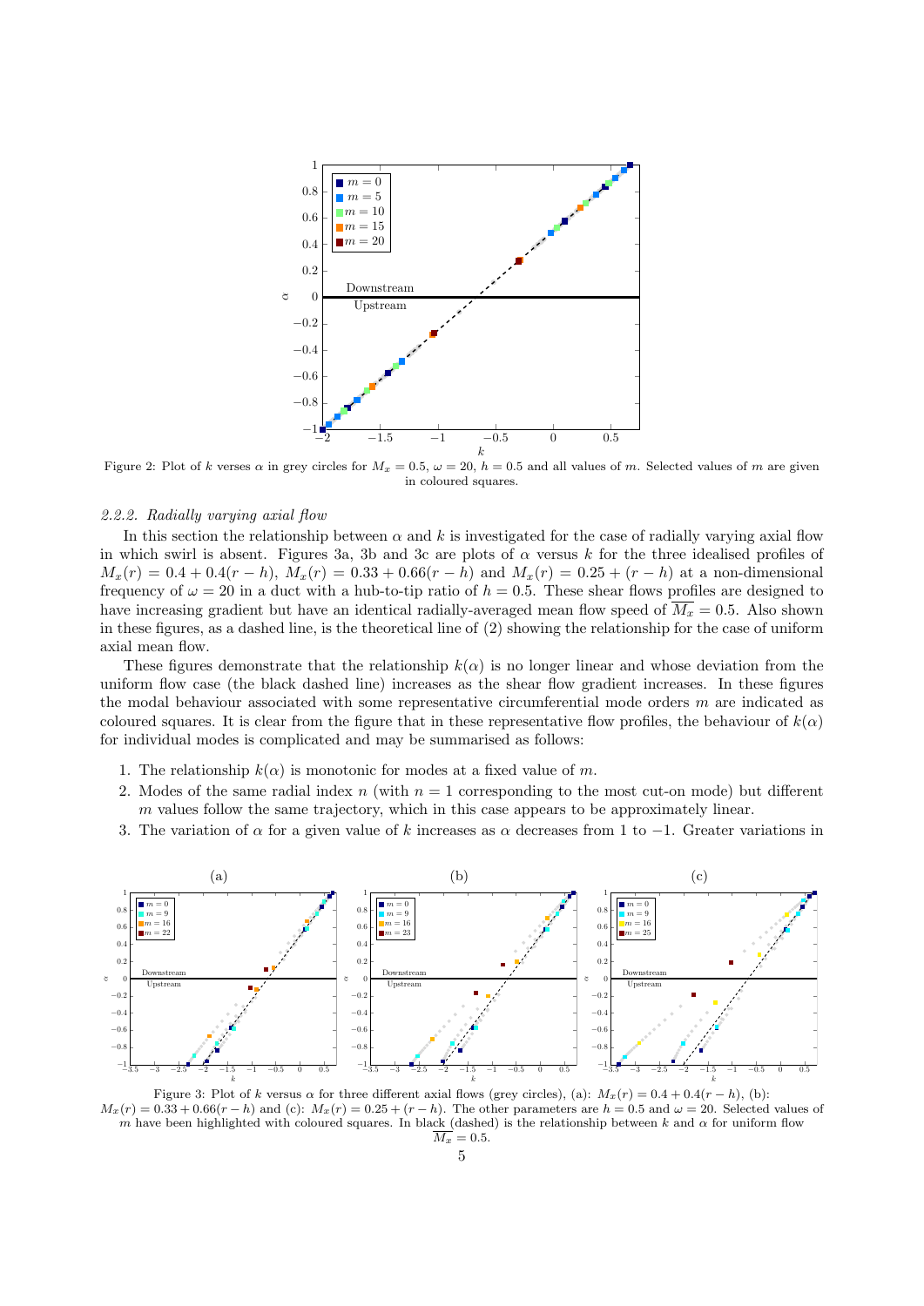Figure 2: Plot of $k$ verses $\alpha$ in grey circles for $M_x = 0.5$, $\omega = 20$, $h = 0.5$ and all values of $m$. Selected values of $m$ are given in coloured squares.

#### 2.2.2. Radially varying axial flow

In this section the relationship between $\alpha$ and $k$ is investigated for the case of radially varying axial flow in which swirl is absent. Figures 3a, 3b and 3c are plots of $\alpha$ versus $k$ for the three idealised profiles of $M_x(r) = 0.4 + 0.4(r - h)$, $M_x(r) = 0.33 + 0.66(r - h)$ and $M_x(r) = 0.25 + (r - h)$ at a non-dimensional frequency of $\omega = 20$ in a duct with a hub-to-tip ratio of $h = 0.5$. These shear flows profiles are designed to have increasing gradient but have an identical radially-averaged mean flow speed of $\overline{M_x} = 0.5$. Also shown in these figures, as a dashed line, is the theoretical line of (2) showing the relationship for the case of uniform axial mean flow.

These figures demonstrate that the relationship $k(\alpha)$ is no longer linear and whose deviation from the uniform flow case (the black dashed line) increases as the shear flow gradient increases. In these figures the modal behaviour associated with some representative circumferential mode orders $m$ are indicated as coloured squares. It is clear from the figure that in these representative flow profiles, the behaviour of $k(\alpha)$ for individual modes is complicated and may be summarised as follows:

1. The relationship $k(\alpha)$ is monotonic for modes at a fixed value of $m$.
2. Modes of the same radial index $n$ (with $n = 1$ corresponding to the most cut-on mode) but different $m$ values follow the same trajectory, which in this case appears to be approximately linear.
3. The variation of $\alpha$ for a given value of $k$ increases as $\alpha$ decreases from 1 to $-1$. Greater variations in

Figure 3: Plot of $k$ versus $\alpha$ for three different axial flows (grey circles), (a): $M_x(r) = 0.4 + 0.4(r - h)$, (b): $M_x(r) = 0.33 + 0.66(r - h)$ and (c): $M_x(r) = 0.25 + (r - h)$. The other parameters are $h = 0.5$ and $\omega = 20$. Selected values of $m$ have been highlighted with coloured squares. In black (dashed) is the relationship between $k$ and $\alpha$ for uniform flow $\overline{M_x} = 0.5$.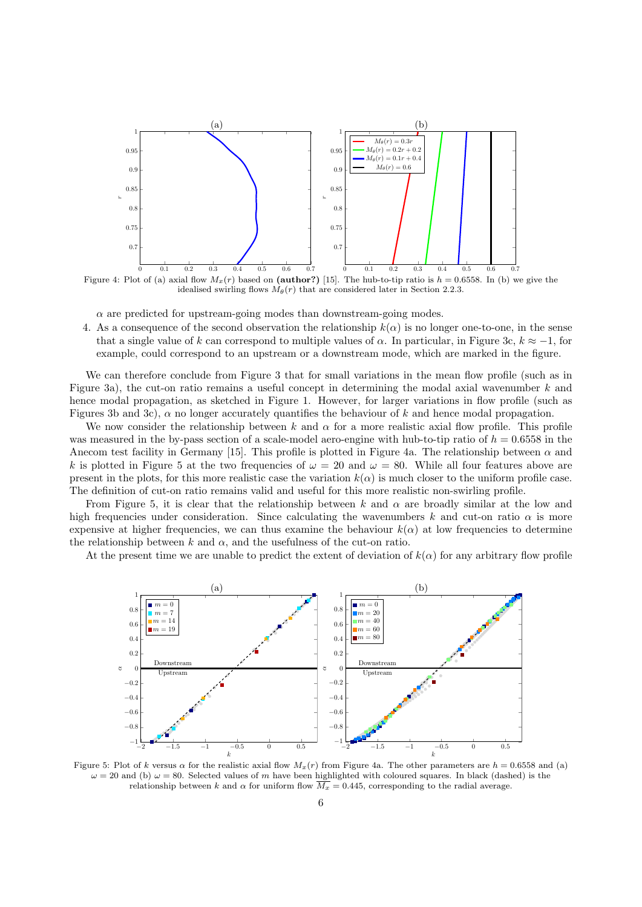Figure 4: Plot of (a) axial flow $M_x(r)$ based on **(author?)** [15]. The hub-to-tip ratio is $h = 0.6558$. In (b) we give the idealised swirling flows $M_\theta(r)$ that are considered later in Section 2.2.3.

$\alpha$ are predicted for upstream-going modes than downstream-going modes.

4. As a consequence of the second observation the relationship $k(\alpha)$ is no longer one-to-one, in the sense that a single value of $k$ can correspond to multiple values of $\alpha$. In particular, in Figure 3c, $k \approx -1$, for example, could correspond to an upstream or a downstream mode, which are marked in the figure.

We can therefore conclude from Figure 3 that for small variations in the mean flow profile (such as in Figure 3a), the cut-on ratio remains a useful concept in determining the modal axial wavenumber $k$ and hence modal propagation, as sketched in Figure 1. However, for larger variations in flow profile (such as Figures 3b and 3c), $\alpha$ no longer accurately quantifies the behaviour of $k$ and hence modal propagation.

We now consider the relationship between $k$ and $\alpha$ for a more realistic axial flow profile. This profile was measured in the by-pass section of a scale-model aero-engine with hub-to-tip ratio of $h = 0.6558$ in the Anecom test facility in Germany [15]. This profile is plotted in Figure 4a. The relationship between $\alpha$ and $k$ is plotted in Figure 5 at the two frequencies of $\omega = 20$ and $\omega = 80$. While all four features above are present in the plots, for this more realistic case the variation $k(\alpha)$ is much closer to the uniform profile case. The definition of cut-on ratio remains valid and useful for this more realistic non-swirling profile.

From Figure 5, it is clear that the relationship between $k$ and $\alpha$ are broadly similar at the low and high frequencies under consideration. Since calculating the wavenumbers $k$ and cut-on ratio $\alpha$ is more expensive at higher frequencies, we can thus examine the behaviour $k(\alpha)$ at low frequencies to determine the relationship between $k$ and $\alpha$, and the usefulness of the cut-on ratio.

At the present time we are unable to predict the extent of deviation of $k(\alpha)$ for any arbitrary flow profile

Figure 5: Plot of $k$ versus $\alpha$ for the realistic axial flow $M_x(r)$ from Figure 4a. The other parameters are $h = 0.6558$ and (a) $\omega = 20$ and (b) $\omega = 80$. Selected values of $m$ have been highlighted with coloured squares. In black (dashed) is the relationship between $k$ and $\alpha$ for uniform flow $\overline{M_x} = 0.445$, corresponding to the radial average.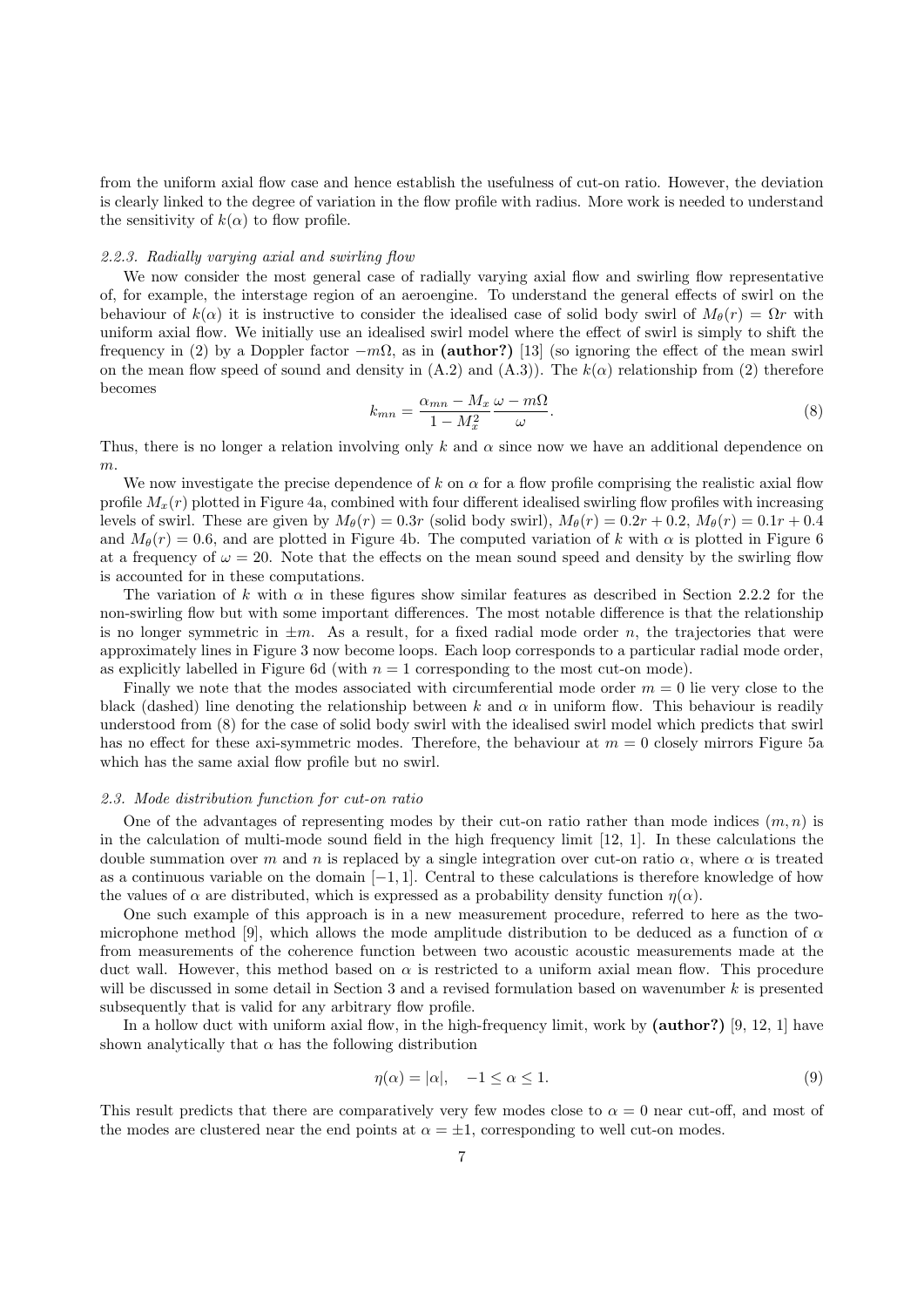from the uniform axial flow case and hence establish the usefulness of cut-on ratio. However, the deviation is clearly linked to the degree of variation in the flow profile with radius. More work is needed to understand the sensitivity of $k(\alpha)$ to flow profile.

#### *2.2.3. Radially varying axial and swirling flow*

We now consider the most general case of radially varying axial flow and swirling flow representative of, for example, the interstage region of an aeroengine. To understand the general effects of swirl on the behaviour of $k(\alpha)$ it is instructive to consider the idealised case of solid body swirl of $M_\theta(r) = \Omega r$ with uniform axial flow. We initially use an idealised swirl model where the effect of swirl is simply to shift the frequency in (2) by a Doppler factor $-m\Omega$, as in **(author?)** [13] (so ignoring the effect of the mean swirl on the mean flow speed of sound and density in (A.2) and (A.3)). The $k(\alpha)$ relationship from (2) therefore becomes

$$k_{mn} = \frac{\alpha_{mn} - M_x}{1 - M_x^2} \frac{\omega - m\Omega}{\omega}. \tag{8}$$

Thus, there is no longer a relation involving only $k$ and $\alpha$ since now we have an additional dependence on $m$.

We now investigate the precise dependence of $k$ on $\alpha$ for a flow profile comprising the realistic axial flow profile $M_x(r)$ plotted in Figure 4a, combined with four different idealised swirling flow profiles with increasing levels of swirl. These are given by $M_\theta(r) = 0.3r$ (solid body swirl), $M_\theta(r) = 0.2r + 0.2$, $M_\theta(r) = 0.1r + 0.4$ and $M_\theta(r) = 0.6$, and are plotted in Figure 4b. The computed variation of $k$ with $\alpha$ is plotted in Figure 6 at a frequency of $\omega = 20$. Note that the effects on the mean sound speed and density by the swirling flow is accounted for in these computations.

The variation of $k$ with $\alpha$ in these figures show similar features as described in Section 2.2.2 for the non-swirling flow but with some important differences. The most notable difference is that the relationship is no longer symmetric in $\pm m$. As a result, for a fixed radial mode order $n$, the trajectories that were approximately lines in Figure 3 now become loops. Each loop corresponds to a particular radial mode order, as explicitly labelled in Figure 6d (with $n = 1$ corresponding to the most cut-on mode).

Finally we note that the modes associated with circumferential mode order $m = 0$ lie very close to the black (dashed) line denoting the relationship between $k$ and $\alpha$ in uniform flow. This behaviour is readily understood from (8) for the case of solid body swirl with the idealised swirl model which predicts that swirl has no effect for these axi-symmetric modes. Therefore, the behaviour at $m = 0$ closely mirrors Figure 5a which has the same axial flow profile but no swirl.

### *2.3. Mode distribution function for cut-on ratio*

One of the advantages of representing modes by their cut-on ratio rather than mode indices $(m, n)$ is in the calculation of multi-mode sound field in the high frequency limit [12, 1]. In these calculations the double summation over $m$ and $n$ is replaced by a single integration over cut-on ratio $\alpha$, where $\alpha$ is treated as a continuous variable on the domain $[-1, 1]$. Central to these calculations is therefore knowledge of how the values of $\alpha$ are distributed, which is expressed as a probability density function $\eta(\alpha)$.

One such example of this approach is in a new measurement procedure, referred to here as the two-microphone method [9], which allows the mode amplitude distribution to be deduced as a function of $\alpha$ from measurements of the coherence function between two acoustic acoustic measurements made at the duct wall. However, this method based on $\alpha$ is restricted to a uniform axial mean flow. This procedure will be discussed in some detail in Section 3 and a revised formulation based on wavenumber $k$ is presented subsequently that is valid for any arbitrary flow profile.

In a hollow duct with uniform axial flow, in the high-frequency limit, work by **(author?)** [9, 12, 1] have shown analytically that $\alpha$ has the following distribution

$$\eta(\alpha) = |\alpha|, \quad -1 \leq \alpha \leq 1. \tag{9}$$

This result predicts that there are comparatively very few modes close to $\alpha = 0$ near cut-off, and most of the modes are clustered near the end points at $\alpha = \pm 1$, corresponding to well cut-on modes.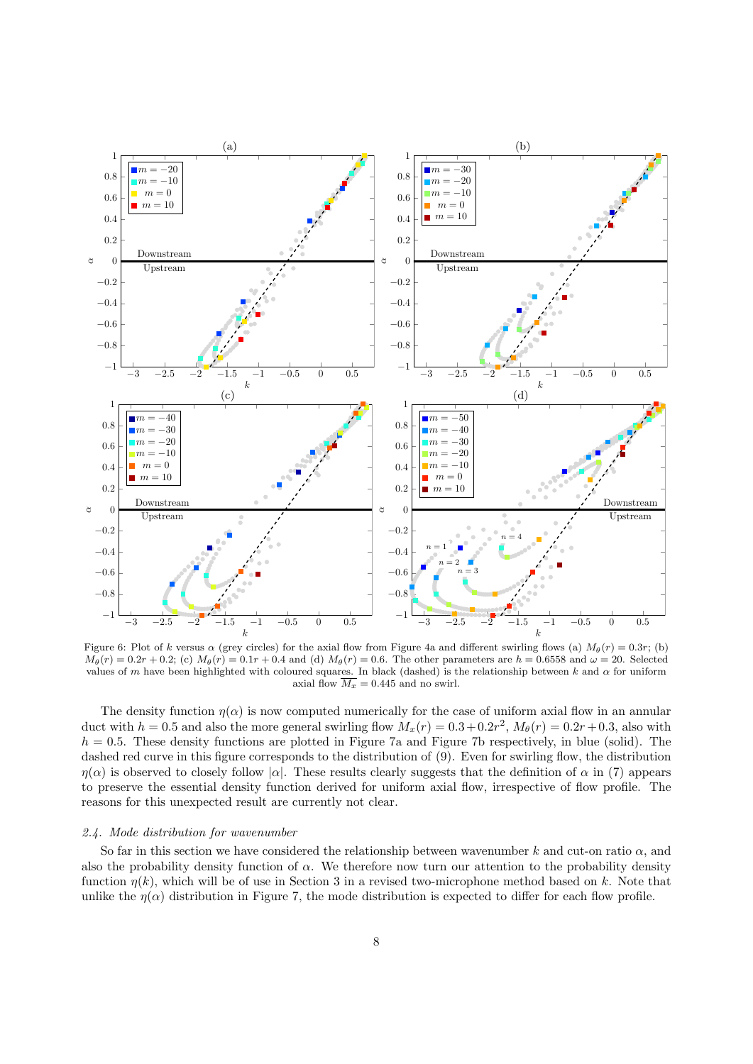Figure 6: Plot of $k$ versus $\alpha$ (grey circles) for the axial flow from Figure 4a and different swirling flows (a) $M_\theta(r) = 0.3r$; (b) $M_\theta(r) = 0.2r + 0.2$; (c) $M_\theta(r) = 0.1r + 0.4$ and (d) $M_\theta(r) = 0.6$. The other parameters are $h = 0.6558$ and $\omega = 20$. Selected values of $m$ have been highlighted with coloured squares. In black (dashed) is the relationship between $k$ and $\alpha$ for uniform axial flow $\overline{M_x} = 0.445$ and no swirl.

The density function $\eta(\alpha)$ is now computed numerically for the case of uniform axial flow in an annular duct with $h = 0.5$ and also the more general swirling flow $M_x(r) = 0.3 + 0.2r^2$, $M_\theta(r) = 0.2r + 0.3$, also with $h = 0.5$. These density functions are plotted in Figure 7a and Figure 7b respectively, in blue (solid). The dashed red curve in this figure corresponds to the distribution of (9). Even for swirling flow, the distribution $\eta(\alpha)$ is observed to closely follow $|\alpha|$. These results clearly suggests that the definition of $\alpha$ in (7) appears to preserve the essential density function derived for uniform axial flow, irrespective of flow profile. The reasons for this unexpected result are currently not clear.

### 2.4. Mode distribution for wavenumber

So far in this section we have considered the relationship between wavenumber $k$ and cut-on ratio $\alpha$, and also the probability density function of $\alpha$. We therefore now turn our attention to the probability density function $\eta(k)$, which will be of use in Section 3 in a revised two-microphone method based on $k$. Note that unlike the $\eta(\alpha)$ distribution in Figure 7, the mode distribution is expected to differ for each flow profile.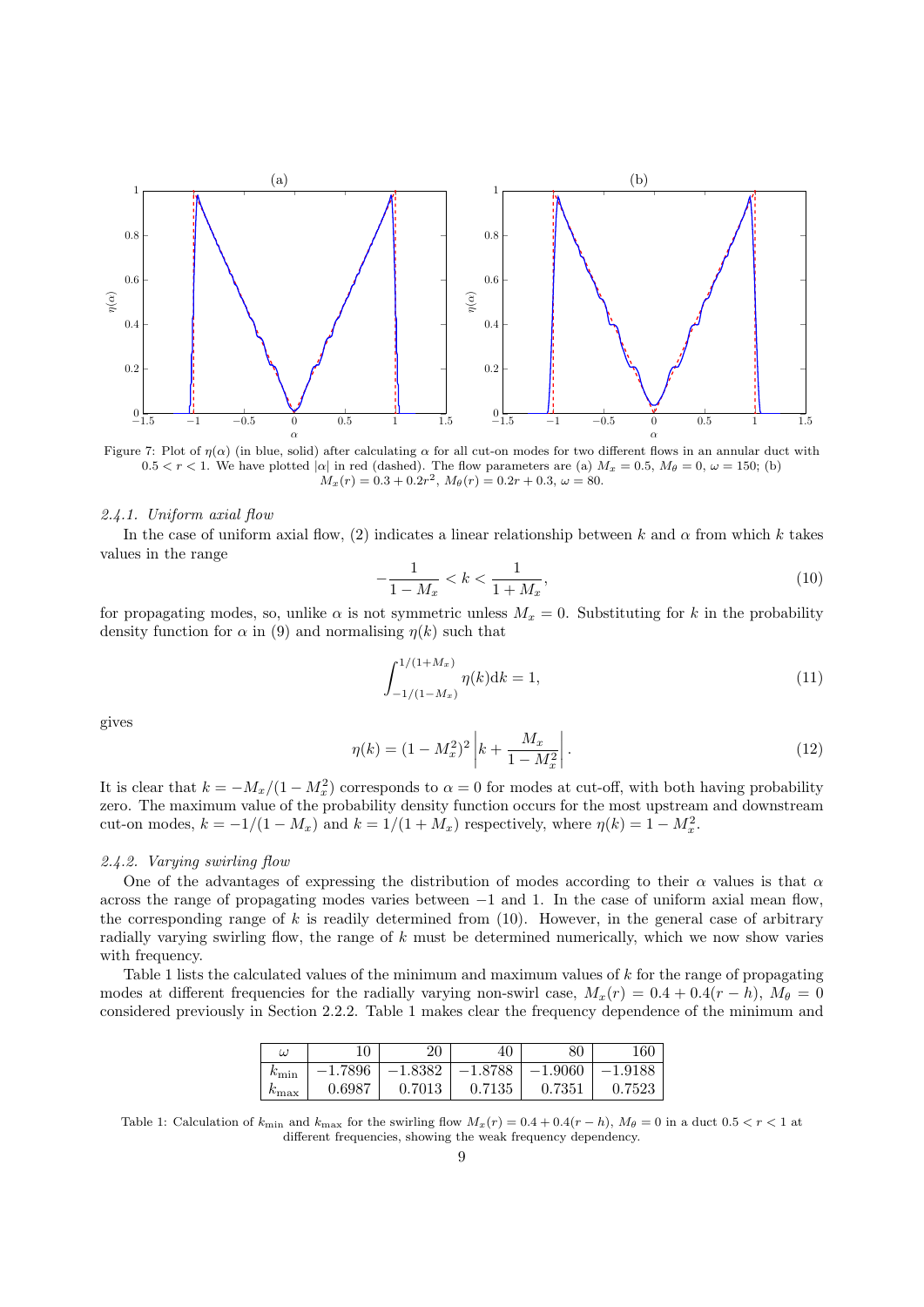Figure 7: Plot of $\eta(\alpha)$ (in blue, solid) after calculating $\alpha$ for all cut-on modes for two different flows in an annular duct with $0.5 < r < 1$. We have plotted $|\alpha|$ in red (dashed). The flow parameters are (a) $M_x = 0.5$, $M_\theta = 0$, $\omega = 150$; (b) $M_x(r) = 0.3 + 0.2r^2$, $M_\theta(r) = 0.2r + 0.3$, $\omega = 80$.

#### *2.4.1. Uniform axial flow*

In the case of uniform axial flow, (2) indicates a linear relationship between $k$ and $\alpha$ from which $k$ takes values in the range

$$-\frac{1}{1-M_x} < k < \frac{1}{1+M_x}, \tag{10}$$

for propagating modes, so, unlike $\alpha$ is not symmetric unless $M_x = 0$. Substituting for $k$ in the probability density function for $\alpha$ in (9) and normalising $\eta(k)$ such that

$$\int_{-1/(1-M_x)}^{1/(1+M_x)} \eta(k) \mathrm{d}k = 1, \tag{11}$$

gives

$$\eta(k) = (1-M_x^2)^2 \left| k + \frac{M_x}{1-M_x^2} \right|. \tag{12}$$

It is clear that $k = -M_x/(1-M_x^2)$ corresponds to $\alpha = 0$ for modes at cut-off, with both having probability zero. The maximum value of the probability density function occurs for the most upstream and downstream cut-on modes, $k = -1/(1-M_x)$ and $k = 1/(1+M_x)$ respectively, where $\eta(k) = 1 - M_x^2$.

#### *2.4.2. Varying swirling flow*

One of the advantages of expressing the distribution of modes according to their $\alpha$ values is that $\alpha$ across the range of propagating modes varies between $-1$ and 1. In the case of uniform axial mean flow, the corresponding range of $k$ is readily determined from (10). However, in the general case of arbitrary radially varying swirling flow, the range of $k$ must be determined numerically, which we now show varies with frequency.

Table 1 lists the calculated values of the minimum and maximum values of $k$ for the range of propagating modes at different frequencies for the radially varying non-swirl case, $M_x(r) = 0.4 + 0.4(r - h)$, $M_\theta = 0$ considered previously in Section 2.2.2. Table 1 makes clear the frequency dependence of the minimum and

| $\omega$ | 10 | 20 | 40 | 80 | 160 |
|---|---|---|---|---|---|
| $k_{\min}$ | $-1.7896$ | $-1.8382$ | $-1.8788$ | $-1.9060$ | $-1.9188$ |
| $k_{\max}$ | 0.6987 | 0.7013 | 0.7135 | 0.7351 | 0.7523 |

Table 1: Calculation of $k_{\min}$ and $k_{\max}$ for the swirling flow $M_x(r) = 0.4 + 0.4(r - h)$, $M_\theta = 0$ in a duct $0.5 < r < 1$ at different frequencies, showing the weak frequency dependency.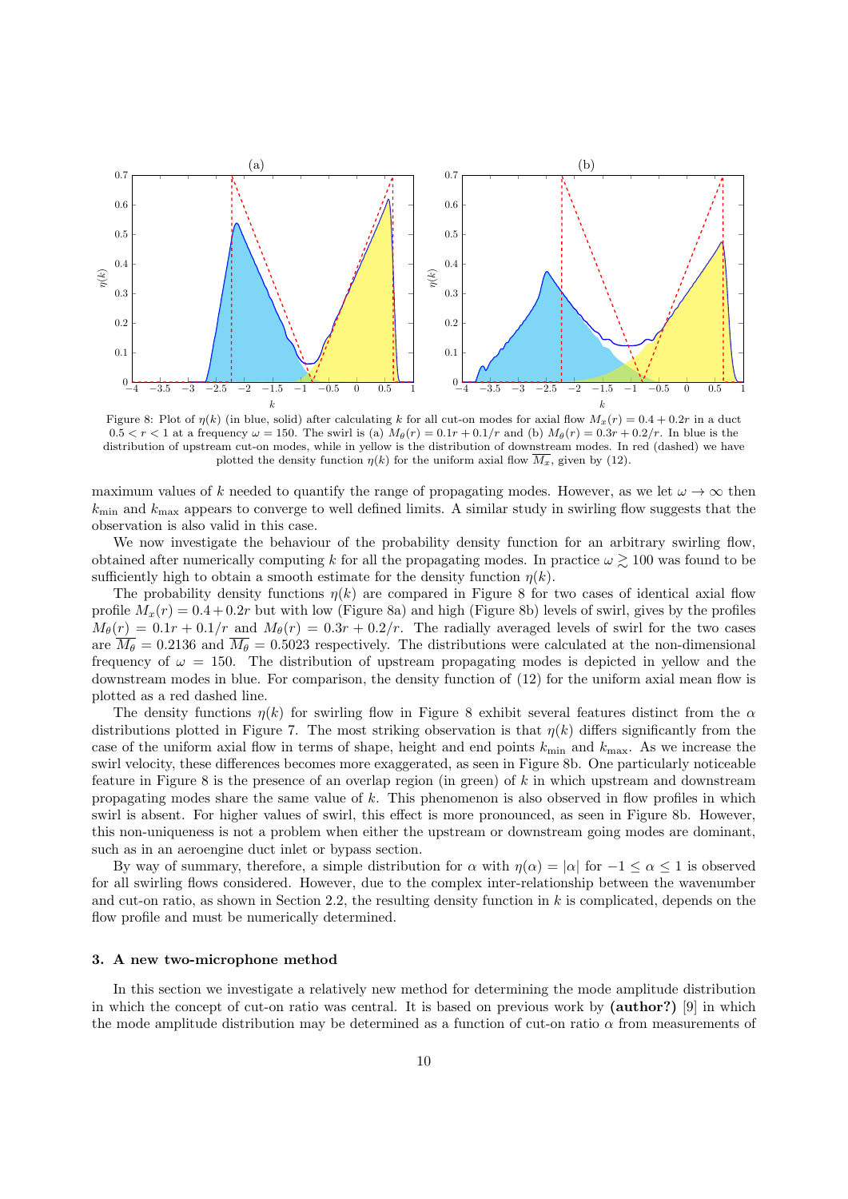Figure 8: Plot of $\eta(k)$ (in blue, solid) after calculating $k$ for all cut-on modes for axial flow $M_x(r) = 0.4 + 0.2r$ in a duct $0.5 < r < 1$ at a frequency $\omega = 150$. The swirl is (a) $M_\theta(r) = 0.1r + 0.1/r$ and (b) $M_\theta(r) = 0.3r + 0.2/r$. In blue is the distribution of upstream cut-on modes, while in yellow is the distribution of downstream modes. In red (dashed) we have plotted the density function $\eta(k)$ for the uniform axial flow $\overline{M_x}$, given by (12).

maximum values of $k$ needed to quantify the range of propagating modes. However, as we let $\omega \to \infty$ then $k_{\min}$ and $k_{\max}$ appears to converge to well defined limits. A similar study in swirling flow suggests that the observation is also valid in this case.

We now investigate the behaviour of the probability density function for an arbitrary swirling flow, obtained after numerically computing $k$ for all the propagating modes. In practice $\omega \gtrsim 100$ was found to be sufficiently high to obtain a smooth estimate for the density function $\eta(k)$.

The probability density functions $\eta(k)$ are compared in Figure 8 for two cases of identical axial flow profile $M_x(r) = 0.4+0.2r$ but with low (Figure 8a) and high (Figure 8b) levels of swirl, gives by the profiles $M_\theta(r) = 0.1r + 0.1/r$ and $M_\theta(r) = 0.3r + 0.2/r$. The radially averaged levels of swirl for the two cases are $\overline{M_\theta} = 0.2136$ and $\overline{M_\theta} = 0.5023$ respectively. The distributions were calculated at the non-dimensional frequency of $\omega = 150$. The distribution of upstream propagating modes is depicted in yellow and the downstream modes in blue. For comparison, the density function of (12) for the uniform axial mean flow is plotted as a red dashed line.

The density functions $\eta(k)$ for swirling flow in Figure 8 exhibit several features distinct from the $\alpha$ distributions plotted in Figure 7. The most striking observation is that $\eta(k)$ differs significantly from the case of the uniform axial flow in terms of shape, height and end points $k_{\min}$ and $k_{\max}$. As we increase the swirl velocity, these differences becomes more exaggerated, as seen in Figure 8b. One particularly noticeable feature in Figure 8 is the presence of an overlap region (in green) of $k$ in which upstream and downstream propagating modes share the same value of $k$. This phenomenon is also observed in flow profiles in which swirl is absent. For higher values of swirl, this effect is more pronounced, as seen in Figure 8b. However, this non-uniqueness is not a problem when either the upstream or downstream going modes are dominant, such as in an aeroengine duct inlet or bypass section.

By way of summary, therefore, a simple distribution for $\alpha$ with $\eta(\alpha) = |\alpha|$ for $-1 \leq \alpha \leq 1$ is observed for all swirling flows considered. However, due to the complex inter-relationship between the wavenumber and cut-on ratio, as shown in Section 2.2, the resulting density function in $k$ is complicated, depends on the flow profile and must be numerically determined.

### 3. A new two-microphone method

In this section we investigate a relatively new method for determining the mode amplitude distribution in which the concept of cut-on ratio was central. It is based on previous work by **(author?)** [9] in which the mode amplitude distribution may be determined as a function of cut-on ratio $\alpha$ from measurements of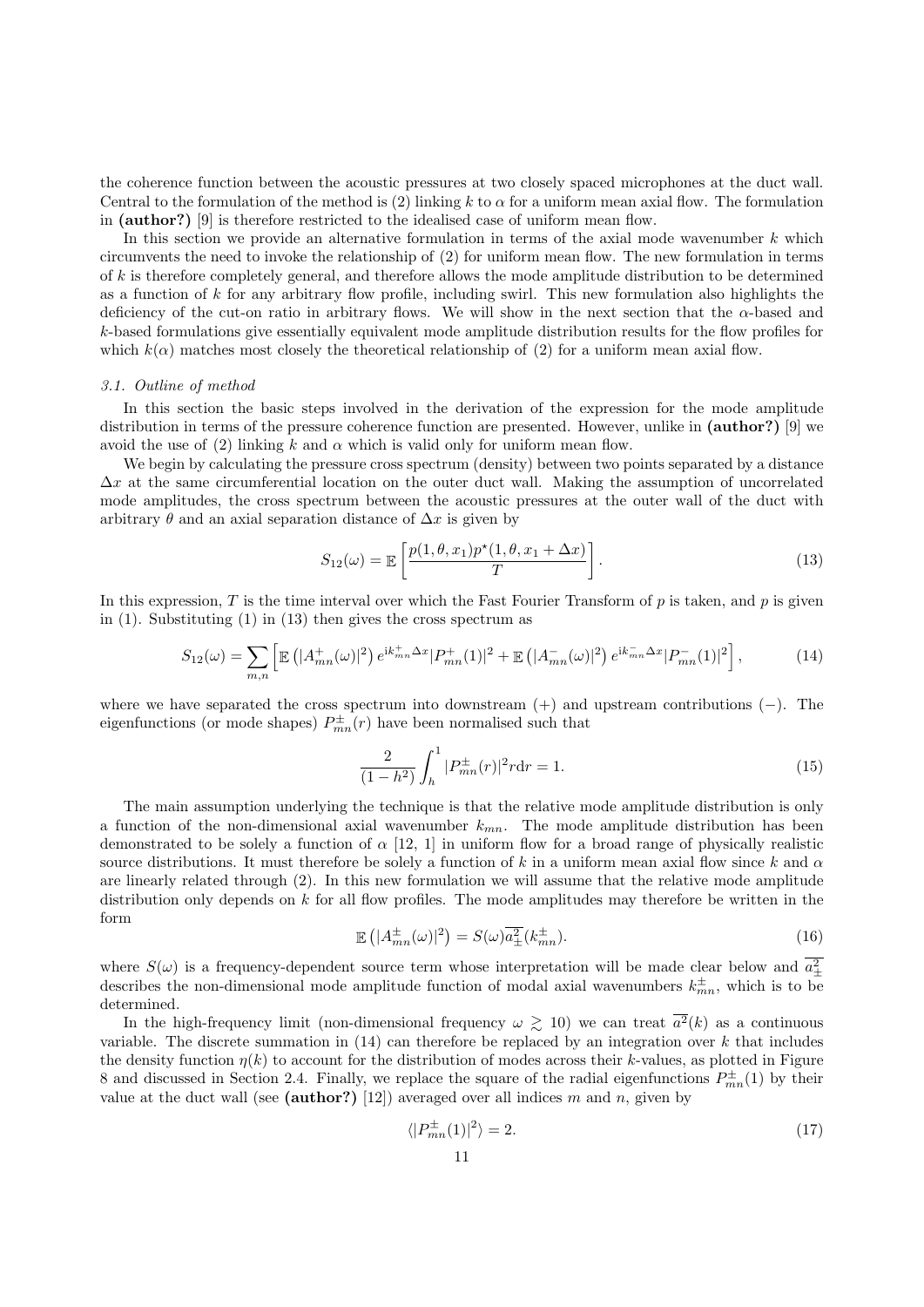the coherence function between the acoustic pressures at two closely spaced microphones at the duct wall. Central to the formulation of the method is (2) linking $k$ to $\alpha$ for a uniform mean axial flow. The formulation in **(author?)** [9] is therefore restricted to the idealised case of uniform mean flow.

In this section we provide an alternative formulation in terms of the axial mode wavenumber $k$ which circumvents the need to invoke the relationship of (2) for uniform mean flow. The new formulation in terms of $k$ is therefore completely general, and therefore allows the mode amplitude distribution to be determined as a function of $k$ for any arbitrary flow profile, including swirl. This new formulation also highlights the deficiency of the cut-on ratio in arbitrary flows. We will show in the next section that the $\alpha$-based and $k$-based formulations give essentially equivalent mode amplitude distribution results for the flow profiles for which $k(\alpha)$ matches most closely the theoretical relationship of (2) for a uniform mean axial flow.

### *3.1. Outline of method*

In this section the basic steps involved in the derivation of the expression for the mode amplitude distribution in terms of the pressure coherence function are presented. However, unlike in **(author?)** [9] we avoid the use of (2) linking $k$ and $\alpha$ which is valid only for uniform mean flow.

We begin by calculating the pressure cross spectrum (density) between two points separated by a distance $\Delta x$ at the same circumferential location on the outer duct wall. Making the assumption of uncorrelated mode amplitudes, the cross spectrum between the acoustic pressures at the outer wall of the duct with arbitrary $\theta$ and an axial separation distance of $\Delta x$ is given by

$$S_{12}(\omega) = \mathbb{E}\left[\frac{p(1,\theta,x_1)p^{\star}(1,\theta,x_1+\Delta x)}{T}\right]. \tag{13}$$

In this expression, $T$ is the time interval over which the Fast Fourier Transform of $p$ is taken, and $p$ is given in (1). Substituting (1) in (13) then gives the cross spectrum as

$$S_{12}(\omega) = \sum_{m,n}\left[\mathbb{E}\left(|A^{+}_{mn}(\omega)|^2\right)e^{\mathrm{i}k^{+}_{mn}\Delta x}|P^{+}_{mn}(1)|^2 + \mathbb{E}\left(|A^{-}_{mn}(\omega)|^2\right)e^{\mathrm{i}k^{-}_{mn}\Delta x}|P^{-}_{mn}(1)|^2\right], \tag{14}$$

where we have separated the cross spectrum into downstream (+) and upstream contributions (−). The eigenfunctions (or mode shapes) $P^{\pm}_{mn}(r)$ have been normalised such that

$$\frac{2}{(1-h^2)}\int_h^1 |P^{\pm}_{mn}(r)|^2 r\mathrm{d}r = 1. \tag{15}$$

The main assumption underlying the technique is that the relative mode amplitude distribution is only a function of the non-dimensional axial wavenumber $k_{mn}$. The mode amplitude distribution has been demonstrated to be solely a function of $\alpha$ [12, 1] in uniform flow for a broad range of physically realistic source distributions. It must therefore be solely a function of $k$ in a uniform mean axial flow since $k$ and $\alpha$ are linearly related through (2). In this new formulation we will assume that the relative mode amplitude distribution only depends on $k$ for all flow profiles. The mode amplitudes may therefore be written in the form

$$\mathbb{E}\left(|A^{\pm}_{mn}(\omega)|^2\right) = S(\omega)\overline{a^2_{\pm}}(k^{\pm}_{mn}). \tag{16}$$

where $S(\omega)$ is a frequency-dependent source term whose interpretation will be made clear below and $\overline{a^2_{\pm}}$ describes the non-dimensional mode amplitude function of modal axial wavenumbers $k^{\pm}_{mn}$, which is to be determined.

In the high-frequency limit (non-dimensional frequency $\omega \gtrsim 10$) we can treat $\overline{a^2}(k)$ as a continuous variable. The discrete summation in (14) can therefore be replaced by an integration over $k$ that includes the density function $\eta(k)$ to account for the distribution of modes across their $k$-values, as plotted in Figure 8 and discussed in Section 2.4. Finally, we replace the square of the radial eigenfunctions $P^{\pm}_{mn}(1)$ by their value at the duct wall (see **(author?)** [12]) averaged over all indices $m$ and $n$, given by

$$\langle|P^{\pm}_{mn}(1)|^2\rangle = 2. \tag{17}$$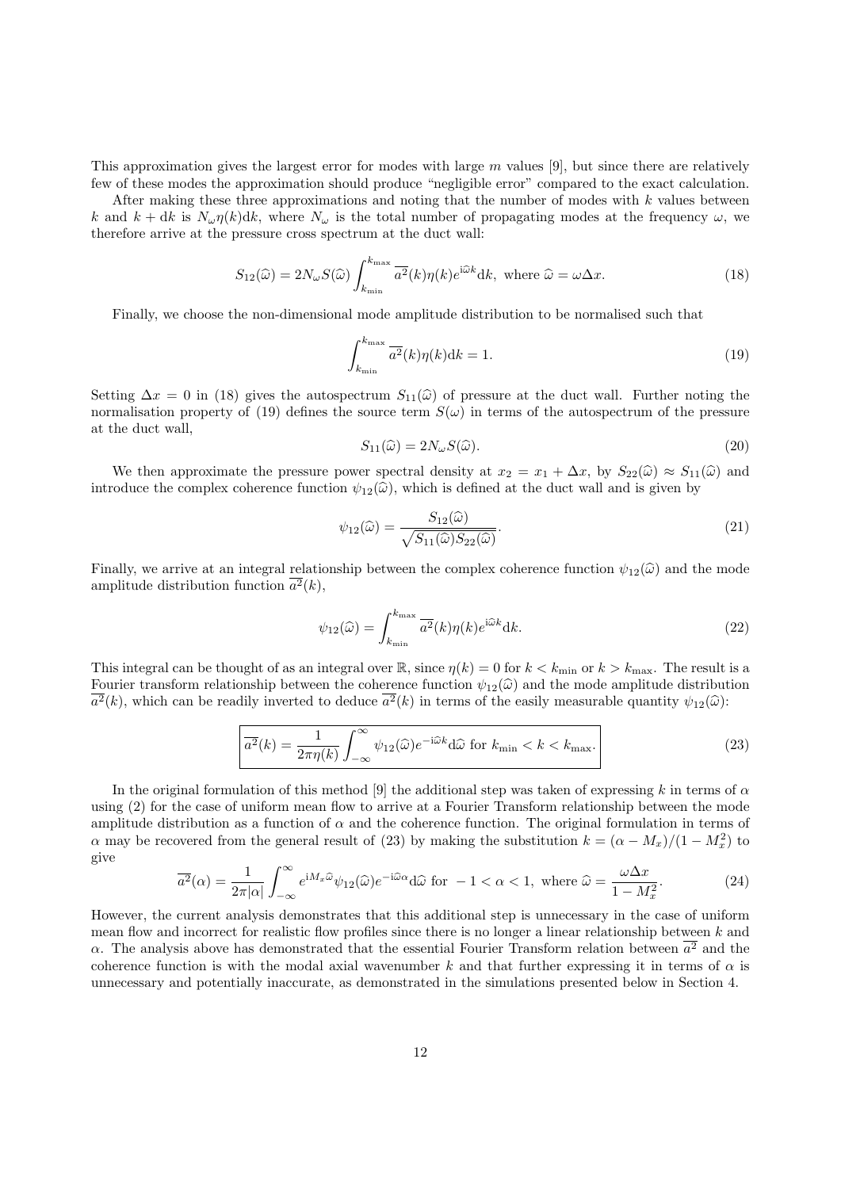This approximation gives the largest error for modes with large $m$ values [9], but since there are relatively few of these modes the approximation should produce "negligible error" compared to the exact calculation.

After making these three approximations and noting that the number of modes with $k$ values between $k$ and $k + \mathrm{d}k$ is $N_\omega \eta(k)\mathrm{d}k$, where $N_\omega$ is the total number of propagating modes at the frequency $\omega$, we therefore arrive at the pressure cross spectrum at the duct wall:

$$S_{12}(\widehat{\omega}) = 2N_\omega S(\widehat{\omega}) \int_{k_{\min}}^{k_{\max}} \overline{a^2}(k)\eta(k)e^{\mathrm{i}\widehat{\omega}k}\mathrm{d}k, \text{ where } \widehat{\omega} = \omega\Delta x. \tag{18}$$

Finally, we choose the non-dimensional mode amplitude distribution to be normalised such that

$$\int_{k_{\min}}^{k_{\max}} \overline{a^2}(k)\eta(k)\mathrm{d}k = 1. \tag{19}$$

Setting $\Delta x = 0$ in (18) gives the autospectrum $S_{11}(\widehat{\omega})$ of pressure at the duct wall. Further noting the normalisation property of (19) defines the source term $S(\omega)$ in terms of the autospectrum of the pressure at the duct wall,

$$S_{11}(\widehat{\omega}) = 2N_\omega S(\widehat{\omega}). \tag{20}$$

We then approximate the pressure power spectral density at $x_2 = x_1 + \Delta x$, by $S_{22}(\widehat{\omega}) \approx S_{11}(\widehat{\omega})$ and introduce the complex coherence function $\psi_{12}(\widehat{\omega})$, which is defined at the duct wall and is given by

$$\psi_{12}(\widehat{\omega}) = \frac{S_{12}(\widehat{\omega})}{\sqrt{S_{11}(\widehat{\omega})S_{22}(\widehat{\omega})}}. \tag{21}$$

Finally, we arrive at an integral relationship between the complex coherence function $\psi_{12}(\widehat{\omega})$ and the mode amplitude distribution function $\overline{a^2}(k)$,

$$\psi_{12}(\widehat{\omega}) = \int_{k_{\min}}^{k_{\max}} \overline{a^2}(k)\eta(k)e^{\mathrm{i}\widehat{\omega}k}\mathrm{d}k. \tag{22}$$

This integral can be thought of as an integral over $\mathbb{R}$, since $\eta(k) = 0$ for $k < k_{\min}$ or $k > k_{\max}$. The result is a Fourier transform relationship between the coherence function $\psi_{12}(\widehat{\omega})$ and the mode amplitude distribution $\overline{a^2}(k)$, which can be readily inverted to deduce $\overline{a^2}(k)$ in terms of the easily measurable quantity $\psi_{12}(\widehat{\omega})$:

$$\boxed{\overline{a^2}(k) = \frac{1}{2\pi\eta(k)} \int_{-\infty}^{\infty} \psi_{12}(\widehat{\omega})e^{-\mathrm{i}\widehat{\omega}k}\mathrm{d}\widehat{\omega} \text{ for } k_{\min} < k < k_{\max}.} \tag{23}$$

In the original formulation of this method [9] the additional step was taken of expressing $k$ in terms of $\alpha$ using (2) for the case of uniform mean flow to arrive at a Fourier Transform relationship between the mode amplitude distribution as a function of $\alpha$ and the coherence function. The original formulation in terms of $\alpha$ may be recovered from the general result of (23) by making the substitution $k = (\alpha - M_x)/(1 - M_x^2)$ to give

$$\overline{a^2}(\alpha) = \frac{1}{2\pi|\alpha|} \int_{-\infty}^{\infty} e^{\mathrm{i}M_x\widehat{\omega}}\psi_{12}(\widehat{\omega})e^{-\mathrm{i}\widehat{\omega}\alpha}\mathrm{d}\widehat{\omega} \text{ for } -1 < \alpha < 1, \text{ where } \widehat{\omega} = \frac{\omega\Delta x}{1 - M_x^2}. \tag{24}$$

However, the current analysis demonstrates that this additional step is unnecessary in the case of uniform mean flow and incorrect for realistic flow profiles since there is no longer a linear relationship between $k$ and $\alpha$. The analysis above has demonstrated that the essential Fourier Transform relation between $\overline{a^2}$ and the coherence function is with the modal axial wavenumber $k$ and that further expressing it in terms of $\alpha$ is unnecessary and potentially inaccurate, as demonstrated in the simulations presented below in Section 4.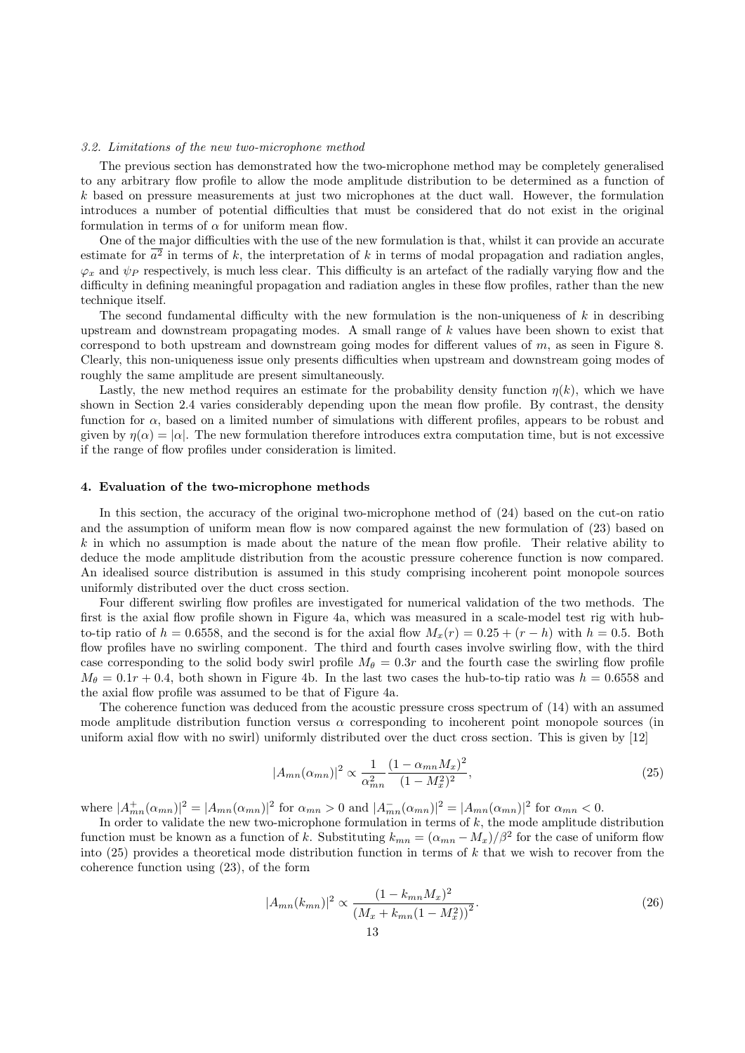### 3.2. Limitations of the new two-microphone method

The previous section has demonstrated how the two-microphone method may be completely generalised to any arbitrary flow profile to allow the mode amplitude distribution to be determined as a function of $k$ based on pressure measurements at just two microphones at the duct wall. However, the formulation introduces a number of potential difficulties that must be considered that do not exist in the original formulation in terms of $\alpha$ for uniform mean flow.

One of the major difficulties with the use of the new formulation is that, whilst it can provide an accurate estimate for $\overline{a^2}$ in terms of $k$, the interpretation of $k$ in terms of modal propagation and radiation angles, $\varphi_x$ and $\psi_P$ respectively, is much less clear. This difficulty is an artefact of the radially varying flow and the difficulty in defining meaningful propagation and radiation angles in these flow profiles, rather than the new technique itself.

The second fundamental difficulty with the new formulation is the non-uniqueness of $k$ in describing upstream and downstream propagating modes. A small range of $k$ values have been shown to exist that correspond to both upstream and downstream going modes for different values of $m$, as seen in Figure 8. Clearly, this non-uniqueness issue only presents difficulties when upstream and downstream going modes of roughly the same amplitude are present simultaneously.

Lastly, the new method requires an estimate for the probability density function $\eta(k)$, which we have shown in Section 2.4 varies considerably depending upon the mean flow profile. By contrast, the density function for $\alpha$, based on a limited number of simulations with different profiles, appears to be robust and given by $\eta(\alpha) = |\alpha|$. The new formulation therefore introduces extra computation time, but is not excessive if the range of flow profiles under consideration is limited.

## 4. Evaluation of the two-microphone methods

In this section, the accuracy of the original two-microphone method of (24) based on the cut-on ratio and the assumption of uniform mean flow is now compared against the new formulation of (23) based on $k$ in which no assumption is made about the nature of the mean flow profile. Their relative ability to deduce the mode amplitude distribution from the acoustic pressure coherence function is now compared. An idealised source distribution is assumed in this study comprising incoherent point monopole sources uniformly distributed over the duct cross section.

Four different swirling flow profiles are investigated for numerical validation of the two methods. The first is the axial flow profile shown in Figure 4a, which was measured in a scale-model test rig with hub-to-tip ratio of $h = 0.6558$, and the second is for the axial flow $M_x(r) = 0.25 + (r - h)$ with $h = 0.5$. Both flow profiles have no swirling component. The third and fourth cases involve swirling flow, with the third case corresponding to the solid body swirl profile $M_\theta = 0.3r$ and the fourth case the swirling flow profile $M_\theta = 0.1r + 0.4$, both shown in Figure 4b. In the last two cases the hub-to-tip ratio was $h = 0.6558$ and the axial flow profile was assumed to be that of Figure 4a.

The coherence function was deduced from the acoustic pressure cross spectrum of (14) with an assumed mode amplitude distribution function versus $\alpha$ corresponding to incoherent point monopole sources (in uniform axial flow with no swirl) uniformly distributed over the duct cross section. This is given by [12]

$$|A_{mn}(\alpha_{mn})|^2 \propto \frac{1}{\alpha_{mn}^2} \frac{(1 - \alpha_{mn} M_x)^2}{(1 - M_x^2)^2}, \tag{25}$$

where $|A_{mn}^+(\alpha_{mn})|^2 = |A_{mn}(\alpha_{mn})|^2$ for $\alpha_{mn} > 0$ and $|A_{mn}^-(\alpha_{mn})|^2 = |A_{mn}(\alpha_{mn})|^2$ for $\alpha_{mn} < 0$.

In order to validate the new two-microphone formulation in terms of $k$, the mode amplitude distribution function must be known as a function of $k$. Substituting $k_{mn} = (\alpha_{mn} - M_x)/\beta^2$ for the case of uniform flow into (25) provides a theoretical mode distribution function in terms of $k$ that we wish to recover from the coherence function using (23), of the form

$$|A_{mn}(k_{mn})|^2 \propto \frac{(1 - k_{mn} M_x)^2}{\left(M_x + k_{mn}(1 - M_x^2)\right)^2}. \tag{26}$$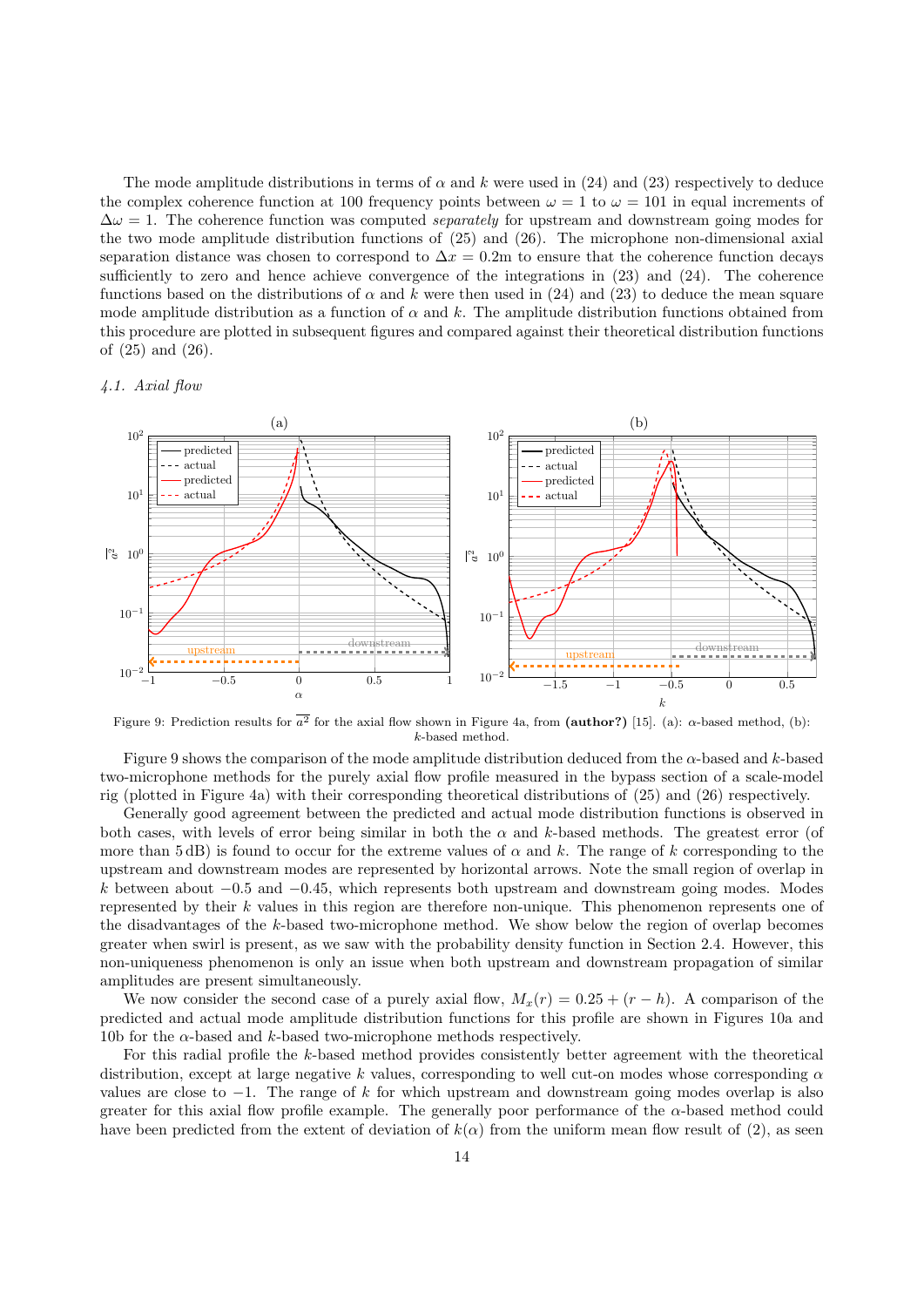The mode amplitude distributions in terms of $\alpha$ and $k$ were used in (24) and (23) respectively to deduce the complex coherence function at 100 frequency points between $\omega = 1$ to $\omega = 101$ in equal increments of $\Delta\omega = 1$. The coherence function was computed *separately* for upstream and downstream going modes for the two mode amplitude distribution functions of (25) and (26). The microphone non-dimensional axial separation distance was chosen to correspond to $\Delta x = 0.2$m to ensure that the coherence function decays sufficiently to zero and hence achieve convergence of the integrations in (23) and (24). The coherence functions based on the distributions of $\alpha$ and $k$ were then used in (24) and (23) to deduce the mean square mode amplitude distribution as a function of $\alpha$ and $k$. The amplitude distribution functions obtained from this procedure are plotted in subsequent figures and compared against their theoretical distribution functions of (25) and (26).

### *4.1. Axial flow*

Figure 9: Prediction results for $\overline{a^2}$ for the axial flow shown in Figure 4a, from **(author?)** [15]. (a): $\alpha$-based method, (b): $k$-based method.

Figure 9 shows the comparison of the mode amplitude distribution deduced from the $\alpha$-based and $k$-based two-microphone methods for the purely axial flow profile measured in the bypass section of a scale-model rig (plotted in Figure 4a) with their corresponding theoretical distributions of (25) and (26) respectively.

Generally good agreement between the predicted and actual mode distribution functions is observed in both cases, with levels of error being similar in both the $\alpha$ and $k$-based methods. The greatest error (of more than 5 dB) is found to occur for the extreme values of $\alpha$ and $k$. The range of $k$ corresponding to the upstream and downstream modes are represented by horizontal arrows. Note the small region of overlap in $k$ between about $-0.5$ and $-0.45$, which represents both upstream and downstream going modes. Modes represented by their $k$ values in this region are therefore non-unique. This phenomenon represents one of the disadvantages of the $k$-based two-microphone method. We show below the region of overlap becomes greater when swirl is present, as we saw with the probability density function in Section 2.4. However, this non-uniqueness phenomenon is only an issue when both upstream and downstream propagation of similar amplitudes are present simultaneously.

We now consider the second case of a purely axial flow, $M_x(r) = 0.25 + (r - h)$. A comparison of the predicted and actual mode amplitude distribution functions for this profile are shown in Figures 10a and 10b for the $\alpha$-based and $k$-based two-microphone methods respectively.

For this radial profile the $k$-based method provides consistently better agreement with the theoretical distribution, except at large negative $k$ values, corresponding to well cut-on modes whose corresponding $\alpha$ values are close to $-1$. The range of $k$ for which upstream and downstream going modes overlap is also greater for this axial flow profile example. The generally poor performance of the $\alpha$-based method could have been predicted from the extent of deviation of $k(\alpha)$ from the uniform mean flow result of (2), as seen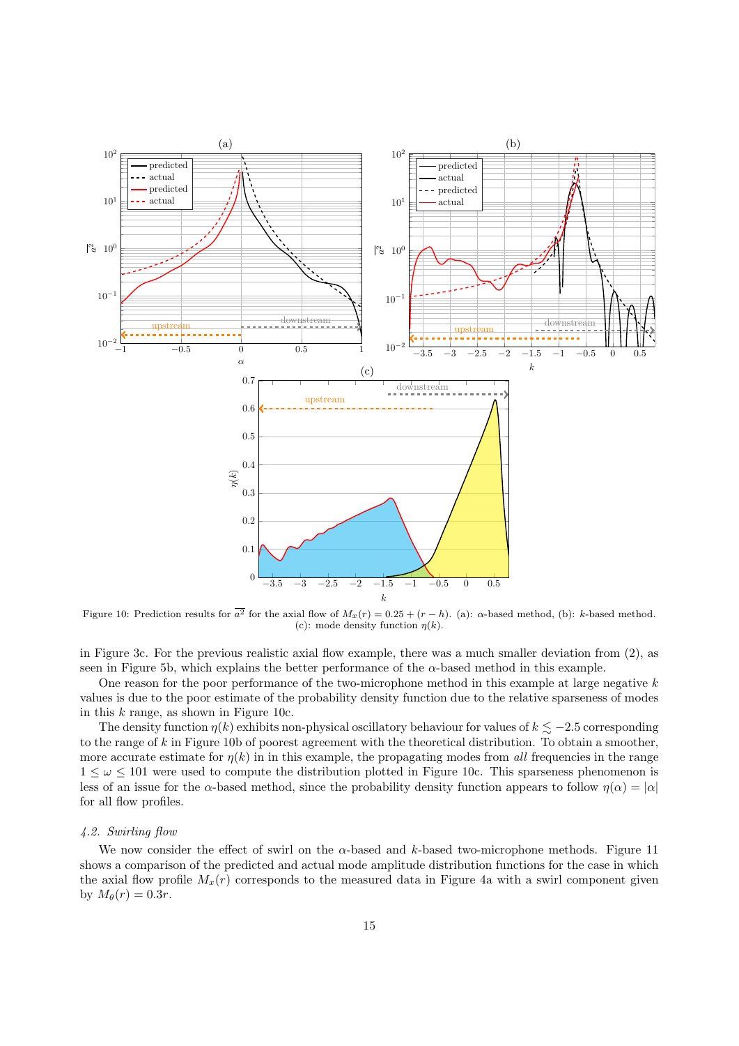Figure 10: Prediction results for $\overline{a^2}$ for the axial flow of $M_x(r) = 0.25 + (r - h)$. (a): $\alpha$-based method, (b): $k$-based method. (c): mode density function $\eta(k)$.

in Figure 3c. For the previous realistic axial flow example, there was a much smaller deviation from (2), as seen in Figure 5b, which explains the better performance of the $\alpha$-based method in this example.

One reason for the poor performance of the two-microphone method in this example at large negative $k$ values is due to the poor estimate of the probability density function due to the relative sparseness of modes in this $k$ range, as shown in Figure 10c.

The density function $\eta(k)$ exhibits non-physical oscillatory behaviour for values of $k \lesssim -2.5$ corresponding to the range of $k$ in Figure 10b of poorest agreement with the theoretical distribution. To obtain a smoother, more accurate estimate for $\eta(k)$ in in this example, the propagating modes from *all* frequencies in the range $1 \leq \omega \leq 101$ were used to compute the distribution plotted in Figure 10c. This sparseness phenomenon is less of an issue for the $\alpha$-based method, since the probability density function appears to follow $\eta(\alpha) = |\alpha|$ for all flow profiles.

### *4.2. Swirling flow*

We now consider the effect of swirl on the $\alpha$-based and $k$-based two-microphone methods. Figure 11 shows a comparison of the predicted and actual mode amplitude distribution functions for the case in which the axial flow profile $M_x(r)$ corresponds to the measured data in Figure 4a with a swirl component given by $M_\theta(r) = 0.3r$.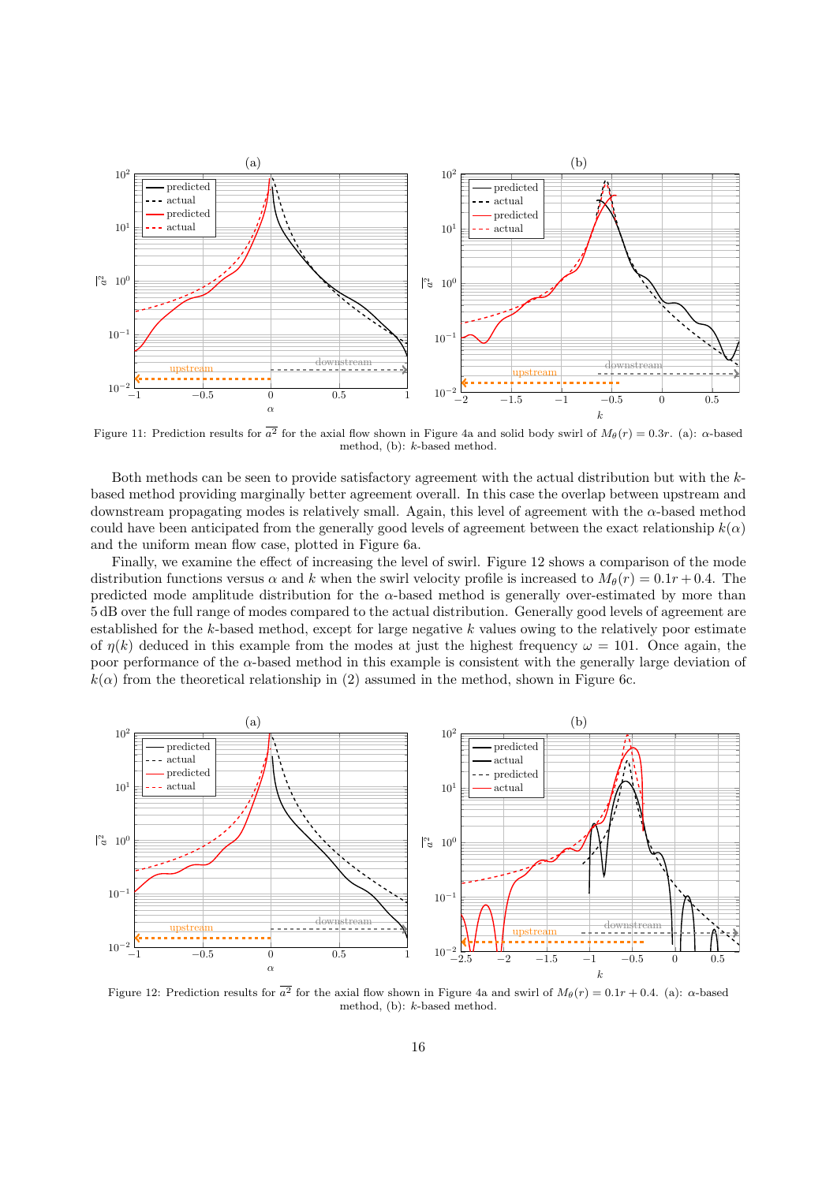Figure 11: Prediction results for $\overline{a^2}$ for the axial flow shown in Figure 4a and solid body swirl of $M_\theta(r) = 0.3r$. (a): $\alpha$-based method, (b): $k$-based method.

Both methods can be seen to provide satisfactory agreement with the actual distribution but with the $k$-based method providing marginally better agreement overall. In this case the overlap between upstream and downstream propagating modes is relatively small. Again, this level of agreement with the $\alpha$-based method could have been anticipated from the generally good levels of agreement between the exact relationship $k(\alpha)$ and the uniform mean flow case, plotted in Figure 6a.

Finally, we examine the effect of increasing the level of swirl. Figure 12 shows a comparison of the mode distribution functions versus $\alpha$ and $k$ when the swirl velocity profile is increased to $M_\theta(r) = 0.1r + 0.4$. The predicted mode amplitude distribution for the $\alpha$-based method is generally over-estimated by more than 5 dB over the full range of modes compared to the actual distribution. Generally good levels of agreement are established for the $k$-based method, except for large negative $k$ values owing to the relatively poor estimate of $\eta(k)$ deduced in this example from the modes at just the highest frequency $\omega = 101$. Once again, the poor performance of the $\alpha$-based method in this example is consistent with the generally large deviation of $k(\alpha)$ from the theoretical relationship in (2) assumed in the method, shown in Figure 6c.

Figure 12: Prediction results for $\overline{a^2}$ for the axial flow shown in Figure 4a and swirl of $M_\theta(r) = 0.1r + 0.4$. (a): $\alpha$-based method, (b): $k$-based method.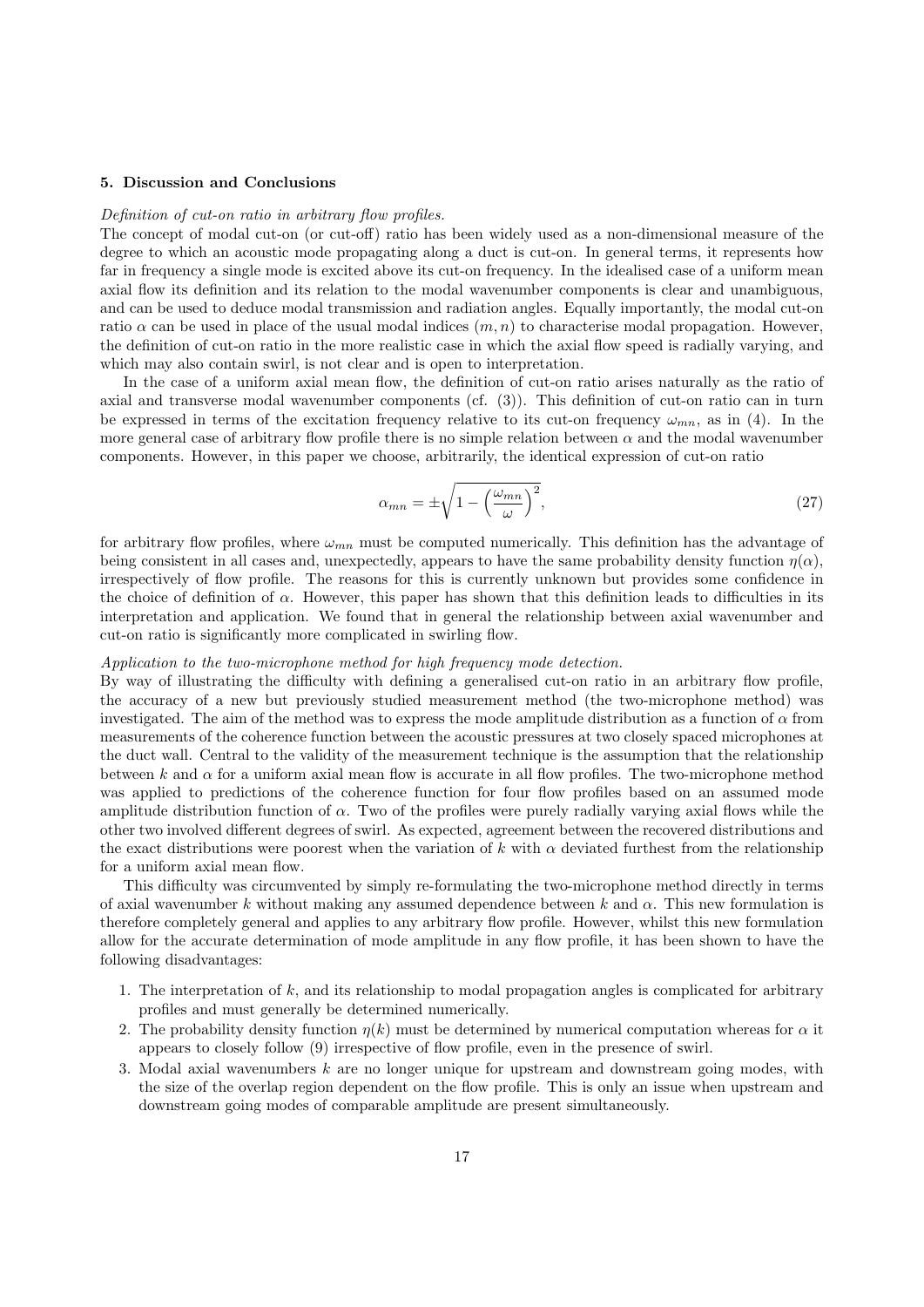## 5. Discussion and Conclusions

*Definition of cut-on ratio in arbitrary flow profiles.*

The concept of modal cut-on (or cut-off) ratio has been widely used as a non-dimensional measure of the degree to which an acoustic mode propagating along a duct is cut-on. In general terms, it represents how far in frequency a single mode is excited above its cut-on frequency. In the idealised case of a uniform mean axial flow its definition and its relation to the modal wavenumber components is clear and unambiguous, and can be used to deduce modal transmission and radiation angles. Equally importantly, the modal cut-on ratio $\alpha$ can be used in place of the usual modal indices $(m, n)$ to characterise modal propagation. However, the definition of cut-on ratio in the more realistic case in which the axial flow speed is radially varying, and which may also contain swirl, is not clear and is open to interpretation.

In the case of a uniform axial mean flow, the definition of cut-on ratio arises naturally as the ratio of axial and transverse modal wavenumber components (cf. (3)). This definition of cut-on ratio can in turn be expressed in terms of the excitation frequency relative to its cut-on frequency $\omega_{mn}$, as in (4). In the more general case of arbitrary flow profile there is no simple relation between $\alpha$ and the modal wavenumber components. However, in this paper we choose, arbitrarily, the identical expression of cut-on ratio

$$\alpha_{mn} = \pm\sqrt{1 - \left(\frac{\omega_{mn}}{\omega}\right)^2}, \tag{27}$$

for arbitrary flow profiles, where $\omega_{mn}$ must be computed numerically. This definition has the advantage of being consistent in all cases and, unexpectedly, appears to have the same probability density function $\eta(\alpha)$, irrespectively of flow profile. The reasons for this is currently unknown but provides some confidence in the choice of definition of $\alpha$. However, this paper has shown that this definition leads to difficulties in its interpretation and application. We found that in general the relationship between axial wavenumber and cut-on ratio is significantly more complicated in swirling flow.

*Application to the two-microphone method for high frequency mode detection.*

By way of illustrating the difficulty with defining a generalised cut-on ratio in an arbitrary flow profile, the accuracy of a new but previously studied measurement method (the two-microphone method) was investigated. The aim of the method was to express the mode amplitude distribution as a function of $\alpha$ from measurements of the coherence function between the acoustic pressures at two closely spaced microphones at the duct wall. Central to the validity of the measurement technique is the assumption that the relationship between $k$ and $\alpha$ for a uniform axial mean flow is accurate in all flow profiles. The two-microphone method was applied to predictions of the coherence function for four flow profiles based on an assumed mode amplitude distribution function of $\alpha$. Two of the profiles were purely radially varying axial flows while the other two involved different degrees of swirl. As expected, agreement between the recovered distributions and the exact distributions were poorest when the variation of $k$ with $\alpha$ deviated furthest from the relationship for a uniform axial mean flow.

This difficulty was circumvented by simply re-formulating the two-microphone method directly in terms of axial wavenumber $k$ without making any assumed dependence between $k$ and $\alpha$. This new formulation is therefore completely general and applies to any arbitrary flow profile. However, whilst this new formulation allow for the accurate determination of mode amplitude in any flow profile, it has been shown to have the following disadvantages:

1. The interpretation of $k$, and its relationship to modal propagation angles is complicated for arbitrary profiles and must generally be determined numerically.
2. The probability density function $\eta(k)$ must be determined by numerical computation whereas for $\alpha$ it appears to closely follow (9) irrespective of flow profile, even in the presence of swirl.
3. Modal axial wavenumbers $k$ are no longer unique for upstream and downstream going modes, with the size of the overlap region dependent on the flow profile. This is only an issue when upstream and downstream going modes of comparable amplitude are present simultaneously.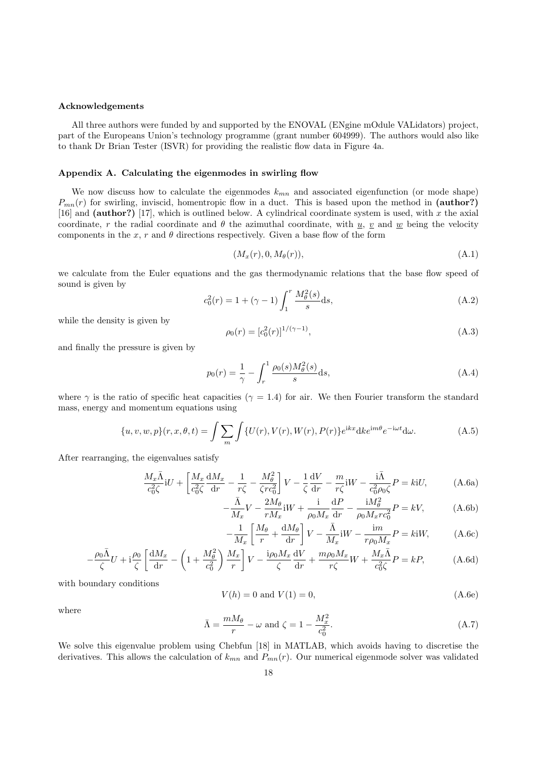### Acknowledgements

All three authors were funded by and supported by the ENOVAL (ENgine mOdule VALidators) project, part of the Europeans Union's technology programme (grant number 604999). The authors would also like to thank Dr Brian Tester (ISVR) for providing the realistic flow data in Figure 4a.

### Appendix A. Calculating the eigenmodes in swirling flow

We now discuss how to calculate the eigenmodes $k_{mn}$ and associated eigenfunction (or mode shape) $P_{mn}(r)$ for swirling, inviscid, homentropic flow in a duct. This is based upon the method in **(author?)** [16] and **(author?)** [17], which is outlined below. A cylindrical coordinate system is used, with $x$ the axial coordinate, $r$ the radial coordinate and $\theta$ the azimuthal coordinate, with $\underline{u}$, $\underline{v}$ and $\underline{w}$ being the velocity components in the $x$, $r$ and $\theta$ directions respectively. Given a base flow of the form

$$(M_x(r), 0, M_\theta(r)), \tag{A.1}$$

we calculate from the Euler equations and the gas thermodynamic relations that the base flow speed of sound is given by

$$c_0^2(r) = 1 + (\gamma - 1)\int_1^r \frac{M_\theta^2(s)}{s}\mathrm{d}s, \tag{A.2}$$

while the density is given by

$$\rho_0(r) = [c_0^2(r)]^{1/(\gamma-1)}, \tag{A.3}$$

and finally the pressure is given by

$$p_0(r) = \frac{1}{\gamma} - \int_r^1 \frac{\rho_0(s)M_\theta^2(s)}{s}\mathrm{d}s, \tag{A.4}$$

where $\gamma$ is the ratio of specific heat capacities ($\gamma = 1.4$) for air. We then Fourier transform the standard mass, energy and momentum equations using

$$\{u, v, w, p\}(r, x, \theta, t) = \int \sum_m \int \{U(r), V(r), W(r), P(r)\} e^{\mathrm{i}kx}\mathrm{d}k e^{\mathrm{i}m\theta} e^{-\mathrm{i}\omega t}\mathrm{d}\omega. \tag{A.5}$$

After rearranging, the eigenvalues satisfy

$$\frac{M_x\bar{\Lambda}}{c_0^2\zeta}\mathrm{i}U + \left[\frac{M_x}{c_0^2\zeta}\frac{\mathrm{d}M_x}{\mathrm{d}r} - \frac{1}{r\zeta} - \frac{M_\theta^2}{\zeta r c_0^2}\right]V - \frac{1}{\zeta}\frac{\mathrm{d}V}{\mathrm{d}r} - \frac{m}{r\zeta}\mathrm{i}W - \frac{\mathrm{i}\bar{\Lambda}}{c_0^2\rho_0\zeta}P = k\mathrm{i}U, \tag{A.6a}$$

$$-\frac{\bar{\Lambda}}{M_x}V - \frac{2M_\theta}{rM_x}\mathrm{i}W + \frac{\mathrm{i}}{\rho_0 M_x}\frac{\mathrm{d}P}{\mathrm{d}r} - \frac{\mathrm{i}M_\theta^2}{\rho_0 M_x r c_0^2}P = kV, \tag{A.6b}$$

$$-\frac{1}{M_x}\left[\frac{M_\theta}{r} + \frac{\mathrm{d}M_\theta}{\mathrm{d}r}\right]V - \frac{\bar{\Lambda}}{M_x}\mathrm{i}W - \frac{\mathrm{i}m}{r\rho_0 M_x}P = k\mathrm{i}W, \tag{A.6c}$$

$$-\frac{\rho_0\bar{\Lambda}}{\zeta}U + \mathrm{i}\frac{\rho_0}{\zeta}\left[\frac{\mathrm{d}M_x}{\mathrm{d}r} - \left(1 + \frac{M_\theta^2}{c_0^2}\right)\frac{M_x}{r}\right]V - \frac{\mathrm{i}\rho_0 M_x}{\zeta}\frac{\mathrm{d}V}{\mathrm{d}r} + \frac{m\rho_0 M_x}{r\zeta}W + \frac{M_x\bar{\Lambda}}{c_0^2\zeta}P = kP, \tag{A.6d}$$

with boundary conditions

$$V(h) = 0 \text{ and } V(1) = 0, \tag{A.6e}$$

where

$$\bar{\Lambda} = \frac{mM_\theta}{r} - \omega \text{ and } \zeta = 1 - \frac{M_x^2}{c_0^2}. \tag{A.7}$$

We solve this eigenvalue problem using Chebfun [18] in MATLAB, which avoids having to discretise the derivatives. This allows the calculation of $k_{mn}$ and $P_{mn}(r)$. Our numerical eigenmode solver was validated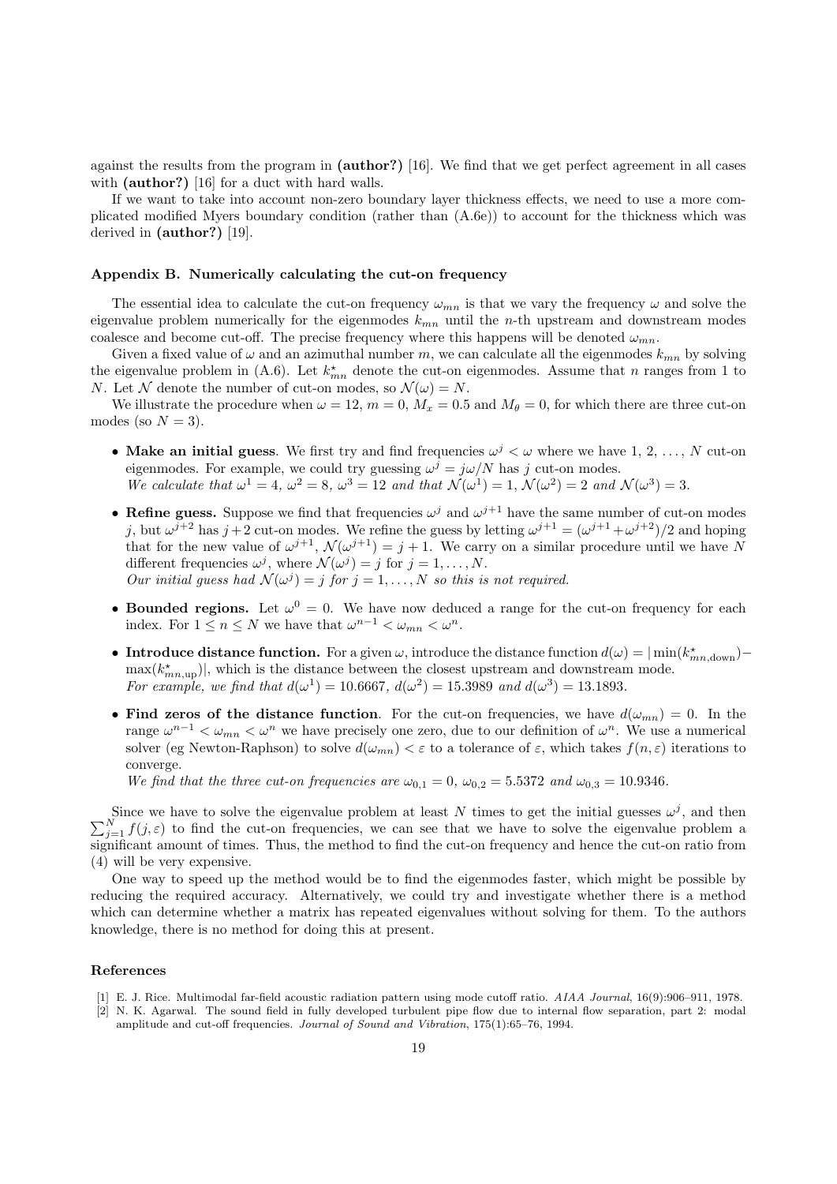against the results from the program in **(author?)** [16]. We find that we get perfect agreement in all cases with **(author?)** [16] for a duct with hard walls.

If we want to take into account non-zero boundary layer thickness effects, we need to use a more complicated modified Myers boundary condition (rather than (A.6e)) to account for the thickness which was derived in **(author?)** [19].

## Appendix B. Numerically calculating the cut-on frequency

The essential idea to calculate the cut-on frequency $\omega_{mn}$ is that we vary the frequency $\omega$ and solve the eigenvalue problem numerically for the eigenmodes $k_{mn}$ until the $n$-th upstream and downstream modes coalesce and become cut-off. The precise frequency where this happens will be denoted $\omega_{mn}$.

Given a fixed value of $\omega$ and an azimuthal number $m$, we can calculate all the eigenmodes $k_{mn}$ by solving the eigenvalue problem in (A.6). Let $k^{\star}_{mn}$ denote the cut-on eigenmodes. Assume that $n$ ranges from 1 to $N$. Let $\mathcal{N}$ denote the number of cut-on modes, so $\mathcal{N}(\omega) = N$.

We illustrate the procedure when $\omega = 12$, $m = 0$, $M_x = 0.5$ and $M_\theta = 0$, for which there are three cut-on modes (so $N = 3$).

- **Make an initial guess**. We first try and find frequencies $\omega^j < \omega$ where we have 1, 2, ..., $N$ cut-on eigenmodes. For example, we could try guessing $\omega^j = j\omega/N$ has $j$ cut-on modes.
  *We calculate that $\omega^1 = 4$, $\omega^2 = 8$, $\omega^3 = 12$ and that $\mathcal{N}(\omega^1) = 1$, $\mathcal{N}(\omega^2) = 2$ and $\mathcal{N}(\omega^3) = 3$.*
- **Refine guess.** Suppose we find that frequencies $\omega^j$ and $\omega^{j+1}$ have the same number of cut-on modes $j$, but $\omega^{j+2}$ has $j+2$ cut-on modes. We refine the guess by letting $\omega^{j+1} = (\omega^{j+1} + \omega^{j+2})/2$ and hoping that for the new value of $\omega^{j+1}$, $\mathcal{N}(\omega^{j+1}) = j + 1$. We carry on a similar procedure until we have $N$ different frequencies $\omega^j$, where $\mathcal{N}(\omega^j) = j$ for $j = 1, \ldots, N$.
  *Our initial guess had $\mathcal{N}(\omega^j) = j$ for $j = 1, \ldots, N$ so this is not required.*
- **Bounded regions.** Let $\omega^0 = 0$. We have now deduced a range for the cut-on frequency for each index. For $1 \leq n \leq N$ we have that $\omega^{n-1} < \omega_{mn} < \omega^n$.
- **Introduce distance function.** For a given $\omega$, introduce the distance function $d(\omega) = |\min(k^{\star}_{mn,\text{down}}) - \max(k^{\star}_{mn,\text{up}})|$, which is the distance between the closest upstream and downstream mode.
  *For example, we find that $d(\omega^1) = 10.6667$, $d(\omega^2) = 15.3989$ and $d(\omega^3) = 13.1893$.*
- **Find zeros of the distance function**. For the cut-on frequencies, we have $d(\omega_{mn}) = 0$. In the range $\omega^{n-1} < \omega_{mn} < \omega^n$ we have precisely one zero, due to our definition of $\omega^n$. We use a numerical solver (eg Newton-Raphson) to solve $d(\omega_{mn}) < \varepsilon$ to a tolerance of $\varepsilon$, which takes $f(n, \varepsilon)$ iterations to converge.
  *We find that the three cut-on frequencies are $\omega_{0,1} = 0$, $\omega_{0,2} = 5.5372$ and $\omega_{0,3} = 10.9346$.*

Since we have to solve the eigenvalue problem at least $N$ times to get the initial guesses $\omega^j$, and then $\sum_{j=1}^{N} f(j, \varepsilon)$ to find the cut-on frequencies, we can see that we have to solve the eigenvalue problem a significant amount of times. Thus, the method to find the cut-on frequency and hence the cut-on ratio from (4) will be very expensive.

One way to speed up the method would be to find the eigenmodes faster, which might be possible by reducing the required accuracy. Alternatively, we could try and investigate whether there is a method which can determine whether a matrix has repeated eigenvalues without solving for them. To the authors knowledge, there is no method for doing this at present.

## References

[1] E. J. Rice. Multimodal far-field acoustic radiation pattern using mode cutoff ratio. *AIAA Journal*, 16(9):906–911, 1978.

[2] N. K. Agarwal. The sound field in fully developed turbulent pipe flow due to internal flow separation, part 2: modal amplitude and cut-off frequencies. *Journal of Sound and Vibration*, 175(1):65–76, 1994.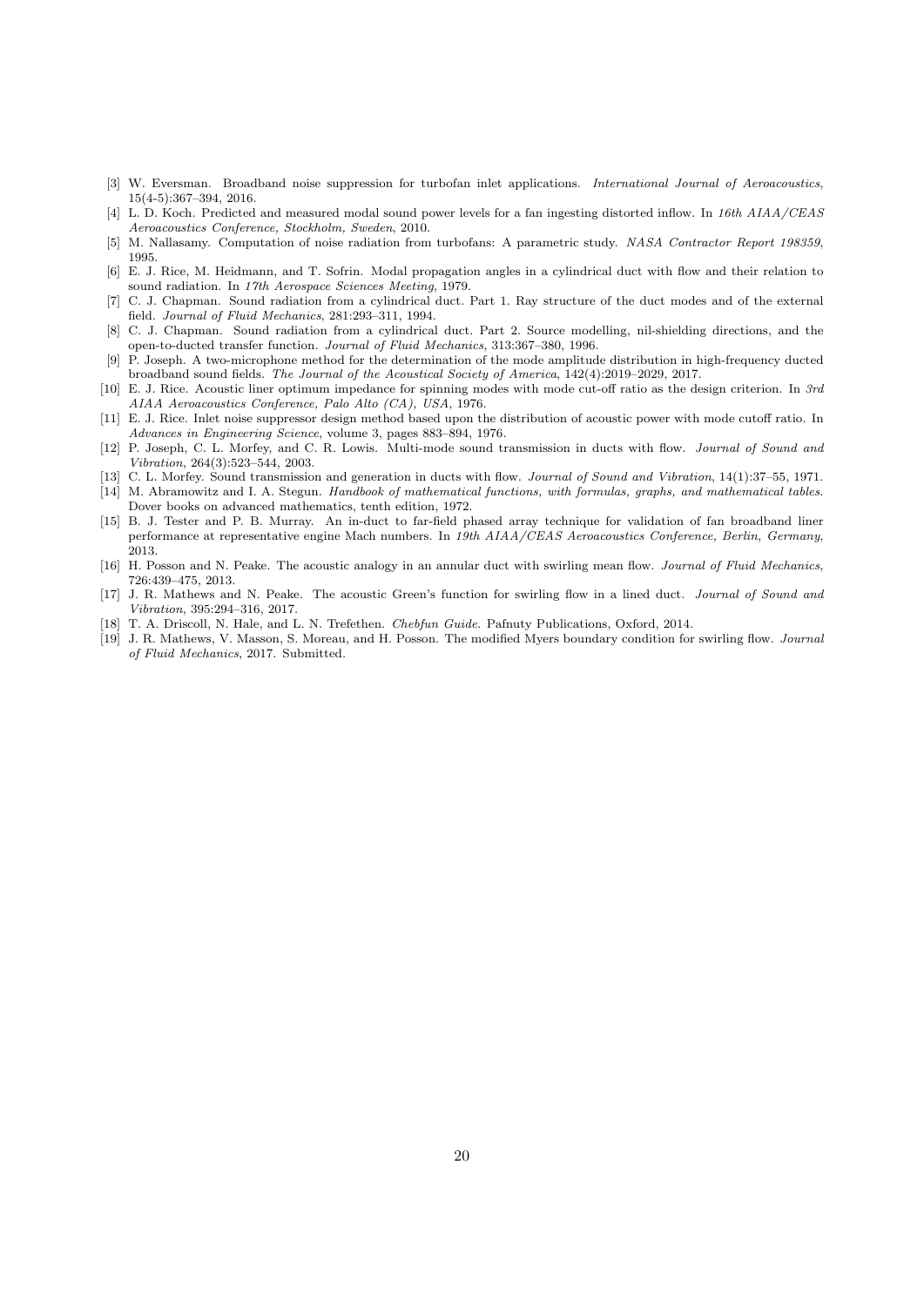[3] W. Eversman. Broadband noise suppression for turbofan inlet applications. *International Journal of Aeroacoustics*, 15(4-5):367–394, 2016.

[4] L. D. Koch. Predicted and measured modal sound power levels for a fan ingesting distorted inflow. In *16th AIAA/CEAS Aeroacoustics Conference, Stockholm, Sweden*, 2010.

[5] M. Nallasamy. Computation of noise radiation from turbofans: A parametric study. *NASA Contractor Report 198359*, 1995.

[6] E. J. Rice, M. Heidmann, and T. Sofrin. Modal propagation angles in a cylindrical duct with flow and their relation to sound radiation. In *17th Aerospace Sciences Meeting*, 1979.

[7] C. J. Chapman. Sound radiation from a cylindrical duct. Part 1. Ray structure of the duct modes and of the external field. *Journal of Fluid Mechanics*, 281:293–311, 1994.

[8] C. J. Chapman. Sound radiation from a cylindrical duct. Part 2. Source modelling, nil-shielding directions, and the open-to-ducted transfer function. *Journal of Fluid Mechanics*, 313:367–380, 1996.

[9] P. Joseph. A two-microphone method for the determination of the mode amplitude distribution in high-frequency ducted broadband sound fields. *The Journal of the Acoustical Society of America*, 142(4):2019–2029, 2017.

[10] E. J. Rice. Acoustic liner optimum impedance for spinning modes with mode cut-off ratio as the design criterion. In *3rd AIAA Aeroacoustics Conference, Palo Alto (CA), USA*, 1976.

[11] E. J. Rice. Inlet noise suppressor design method based upon the distribution of acoustic power with mode cutoff ratio. In *Advances in Engineering Science*, volume 3, pages 883–894, 1976.

[12] P. Joseph, C. L. Morfey, and C. R. Lowis. Multi-mode sound transmission in ducts with flow. *Journal of Sound and Vibration*, 264(3):523–544, 2003.

[13] C. L. Morfey. Sound transmission and generation in ducts with flow. *Journal of Sound and Vibration*, 14(1):37–55, 1971.

[14] M. Abramowitz and I. A. Stegun. *Handbook of mathematical functions, with formulas, graphs, and mathematical tables*. Dover books on advanced mathematics, tenth edition, 1972.

[15] B. J. Tester and P. B. Murray. An in-duct to far-field phased array technique for validation of fan broadband liner performance at representative engine Mach numbers. In *19th AIAA/CEAS Aeroacoustics Conference, Berlin, Germany*, 2013.

[16] H. Posson and N. Peake. The acoustic analogy in an annular duct with swirling mean flow. *Journal of Fluid Mechanics*, 726:439–475, 2013.

[17] J. R. Mathews and N. Peake. The acoustic Green's function for swirling flow in a lined duct. *Journal of Sound and Vibration*, 395:294–316, 2017.

[18] T. A. Driscoll, N. Hale, and L. N. Trefethen. *Chebfun Guide*. Pafnuty Publications, Oxford, 2014.

[19] J. R. Mathews, V. Masson, S. Moreau, and H. Posson. The modified Myers boundary condition for swirling flow. *Journal of Fluid Mechanics*, 2017. Submitted.